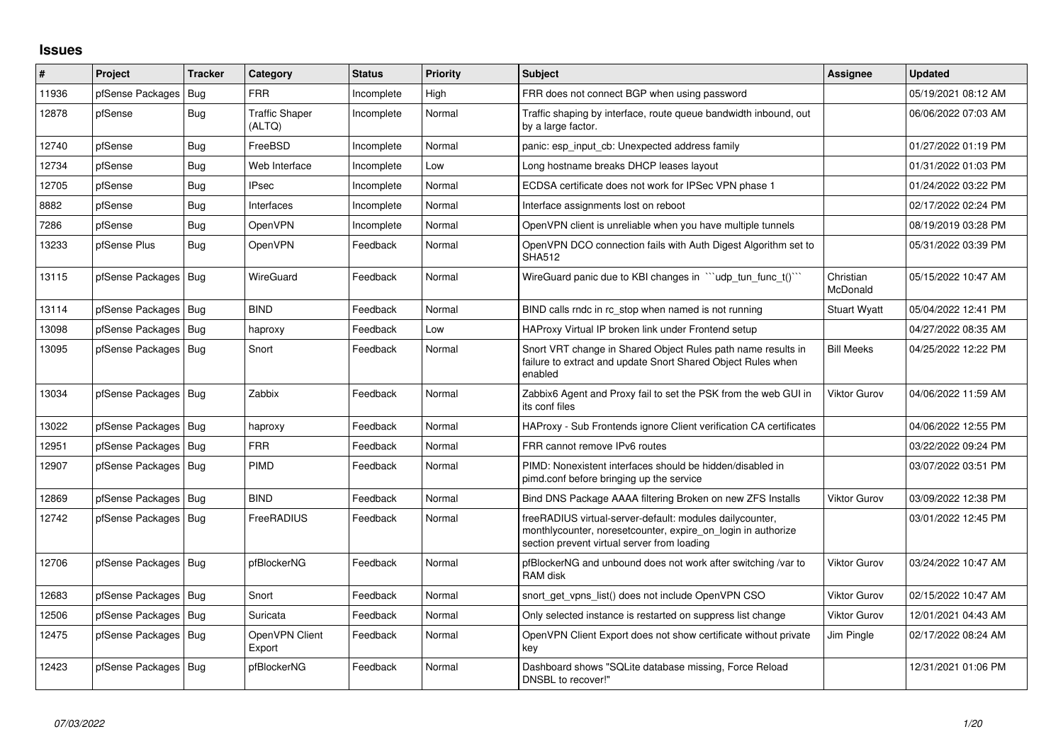## Issues

| # | Project | Tracker | Category | Status | Priority | Subject | Assignee | Updated |
|---|---|---|---|---|---|---|---|---|
| 11936 | pfSense Packages | Bug | FRR | Incomplete | High | FRR does not connect BGP when using password | | 05/19/2021 08:12 AM |
| 12878 | pfSense | Bug | Traffic Shaper (ALTQ) | Incomplete | Normal | Traffic shaping by interface, route queue bandwidth inbound, out by a large factor. | | 06/06/2022 07:03 AM |
| 12740 | pfSense | Bug | FreeBSD | Incomplete | Normal | panic: esp_input_cb: Unexpected address family | | 01/27/2022 01:19 PM |
| 12734 | pfSense | Bug | Web Interface | Incomplete | Low | Long hostname breaks DHCP leases layout | | 01/31/2022 01:03 PM |
| 12705 | pfSense | Bug | IPsec | Incomplete | Normal | ECDSA certificate does not work for IPSec VPN phase 1 | | 01/24/2022 03:22 PM |
| 8882 | pfSense | Bug | Interfaces | Incomplete | Normal | Interface assignments lost on reboot | | 02/17/2022 02:24 PM |
| 7286 | pfSense | Bug | OpenVPN | Incomplete | Normal | OpenVPN client is unreliable when you have multiple tunnels | | 08/19/2019 03:28 PM |
| 13233 | pfSense Plus | Bug | OpenVPN | Feedback | Normal | OpenVPN DCO connection fails with Auth Digest Algorithm set to SHA512 | | 05/31/2022 03:39 PM |
| 13115 | pfSense Packages | Bug | WireGuard | Feedback | Normal | WireGuard panic due to KBI changes in ```udp_tun_func_t()``` | Christian McDonald | 05/15/2022 10:47 AM |
| 13114 | pfSense Packages | Bug | BIND | Feedback | Normal | BIND calls rndc in rc_stop when named is not running | Stuart Wyatt | 05/04/2022 12:41 PM |
| 13098 | pfSense Packages | Bug | haproxy | Feedback | Low | HAProxy Virtual IP broken link under Frontend setup | | 04/27/2022 08:35 AM |
| 13095 | pfSense Packages | Bug | Snort | Feedback | Normal | Snort VRT change in Shared Object Rules path name results in failure to extract and update Snort Shared Object Rules when enabled | Bill Meeks | 04/25/2022 12:22 PM |
| 13034 | pfSense Packages | Bug | Zabbix | Feedback | Normal | Zabbix6 Agent and Proxy fail to set the PSK from the web GUI in its conf files | Viktor Gurov | 04/06/2022 11:59 AM |
| 13022 | pfSense Packages | Bug | haproxy | Feedback | Normal | HAProxy - Sub Frontends ignore Client verification CA certificates | | 04/06/2022 12:55 PM |
| 12951 | pfSense Packages | Bug | FRR | Feedback | Normal | FRR cannot remove IPv6 routes | | 03/22/2022 09:24 PM |
| 12907 | pfSense Packages | Bug | PIMD | Feedback | Normal | PIMD: Nonexistent interfaces should be hidden/disabled in pimd.conf before bringing up the service | | 03/07/2022 03:51 PM |
| 12869 | pfSense Packages | Bug | BIND | Feedback | Normal | Bind DNS Package AAAA filtering Broken on new ZFS Installs | Viktor Gurov | 03/09/2022 12:38 PM |
| 12742 | pfSense Packages | Bug | FreeRADIUS | Feedback | Normal | freeRADIUS virtual-server-default: modules dailycounter, monthlycounter, noresetcounter, expire_on_login in authorize section prevent virtual server from loading | | 03/01/2022 12:45 PM |
| 12706 | pfSense Packages | Bug | pfBlockerNG | Feedback | Normal | pfBlockerNG and unbound does not work after switching /var to RAM disk | Viktor Gurov | 03/24/2022 10:47 AM |
| 12683 | pfSense Packages | Bug | Snort | Feedback | Normal | snort_get_vpns_list() does not include OpenVPN CSO | Viktor Gurov | 02/15/2022 10:47 AM |
| 12506 | pfSense Packages | Bug | Suricata | Feedback | Normal | Only selected instance is restarted on suppress list change | Viktor Gurov | 12/01/2021 04:43 AM |
| 12475 | pfSense Packages | Bug | OpenVPN Client Export | Feedback | Normal | OpenVPN Client Export does not show certificate without private key | Jim Pingle | 02/17/2022 08:24 AM |
| 12423 | pfSense Packages | Bug | pfBlockerNG | Feedback | Normal | Dashboard shows "SQLite database missing, Force Reload DNSBL to recover!" | | 12/31/2021 01:06 PM |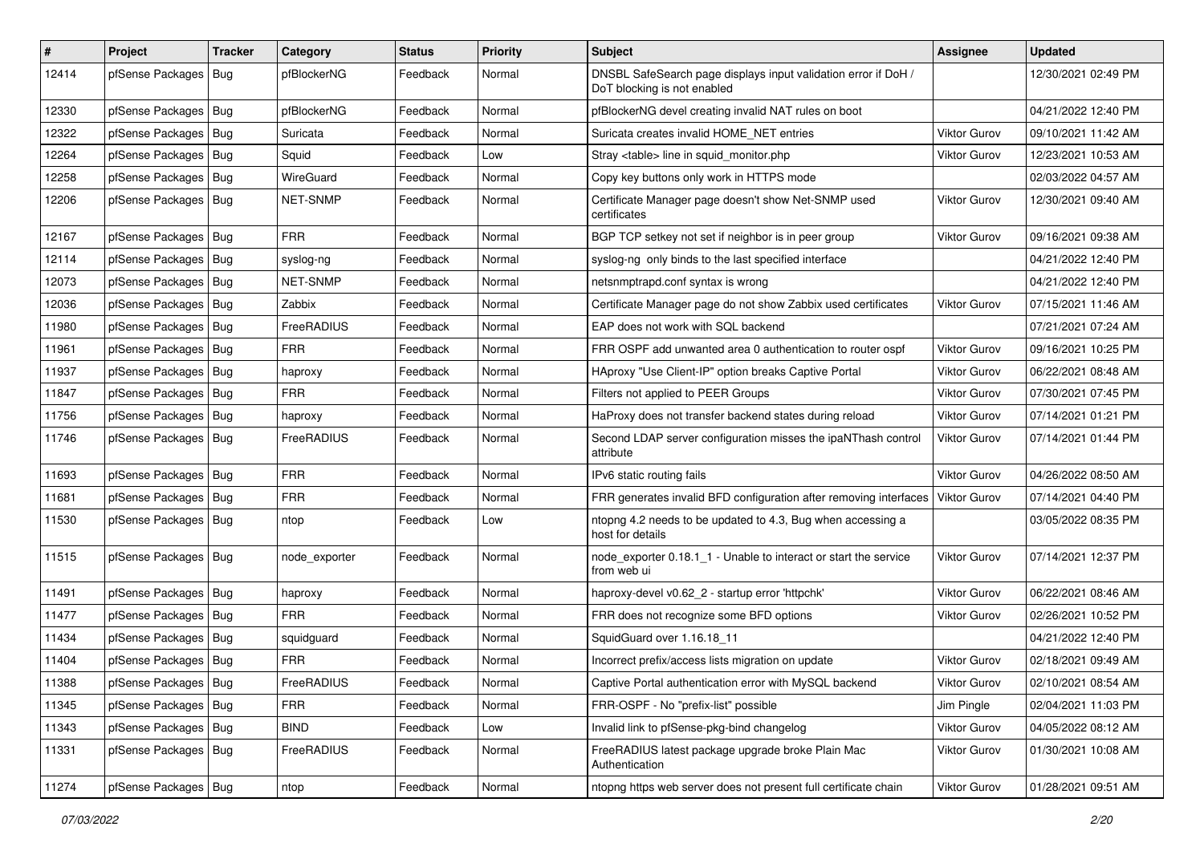| # | Project | Tracker | Category | Status | Priority | Subject | Assignee | Updated |
|---|---|---|---|---|---|---|---|---|
| 12414 | pfSense Packages | Bug | pfBlockerNG | Feedback | Normal | DNSBL SafeSearch page displays input validation error if DoH / DoT blocking is not enabled | | 12/30/2021 02:49 PM |
| 12330 | pfSense Packages | Bug | pfBlockerNG | Feedback | Normal | pfBlockerNG devel creating invalid NAT rules on boot | | 04/21/2022 12:40 PM |
| 12322 | pfSense Packages | Bug | Suricata | Feedback | Normal | Suricata creates invalid HOME_NET entries | Viktor Gurov | 09/10/2021 11:42 AM |
| 12264 | pfSense Packages | Bug | Squid | Feedback | Low | Stray <table> line in squid_monitor.php | Viktor Gurov | 12/23/2021 10:53 AM |
| 12258 | pfSense Packages | Bug | WireGuard | Feedback | Normal | Copy key buttons only work in HTTPS mode | | 02/03/2022 04:57 AM |
| 12206 | pfSense Packages | Bug | NET-SNMP | Feedback | Normal | Certificate Manager page doesn't show Net-SNMP used certificates | Viktor Gurov | 12/30/2021 09:40 AM |
| 12167 | pfSense Packages | Bug | FRR | Feedback | Normal | BGP TCP setkey not set if neighbor is in peer group | Viktor Gurov | 09/16/2021 09:38 AM |
| 12114 | pfSense Packages | Bug | syslog-ng | Feedback | Normal | syslog-ng only binds to the last specified interface | | 04/21/2022 12:40 PM |
| 12073 | pfSense Packages | Bug | NET-SNMP | Feedback | Normal | netsnmptrapd.conf syntax is wrong | | 04/21/2022 12:40 PM |
| 12036 | pfSense Packages | Bug | Zabbix | Feedback | Normal | Certificate Manager page do not show Zabbix used certificates | Viktor Gurov | 07/15/2021 11:46 AM |
| 11980 | pfSense Packages | Bug | FreeRADIUS | Feedback | Normal | EAP does not work with SQL backend | | 07/21/2021 07:24 AM |
| 11961 | pfSense Packages | Bug | FRR | Feedback | Normal | FRR OSPF add unwanted area 0 authentication to router ospf | Viktor Gurov | 09/16/2021 10:25 PM |
| 11937 | pfSense Packages | Bug | haproxy | Feedback | Normal | HAproxy "Use Client-IP" option breaks Captive Portal | Viktor Gurov | 06/22/2021 08:48 AM |
| 11847 | pfSense Packages | Bug | FRR | Feedback | Normal | Filters not applied to PEER Groups | Viktor Gurov | 07/30/2021 07:45 PM |
| 11756 | pfSense Packages | Bug | haproxy | Feedback | Normal | HaProxy does not transfer backend states during reload | Viktor Gurov | 07/14/2021 01:21 PM |
| 11746 | pfSense Packages | Bug | FreeRADIUS | Feedback | Normal | Second LDAP server configuration misses the ipaNThash control attribute | Viktor Gurov | 07/14/2021 01:44 PM |
| 11693 | pfSense Packages | Bug | FRR | Feedback | Normal | IPv6 static routing fails | Viktor Gurov | 04/26/2022 08:50 AM |
| 11681 | pfSense Packages | Bug | FRR | Feedback | Normal | FRR generates invalid BFD configuration after removing interfaces | Viktor Gurov | 07/14/2021 04:40 PM |
| 11530 | pfSense Packages | Bug | ntop | Feedback | Low | ntopng 4.2 needs to be updated to 4.3, Bug when accessing a host for details | | 03/05/2022 08:35 PM |
| 11515 | pfSense Packages | Bug | node_exporter | Feedback | Normal | node_exporter 0.18.1_1 - Unable to interact or start the service from web ui | Viktor Gurov | 07/14/2021 12:37 PM |
| 11491 | pfSense Packages | Bug | haproxy | Feedback | Normal | haproxy-devel v0.62_2 - startup error 'httpchk' | Viktor Gurov | 06/22/2021 08:46 AM |
| 11477 | pfSense Packages | Bug | FRR | Feedback | Normal | FRR does not recognize some BFD options | Viktor Gurov | 02/26/2021 10:52 PM |
| 11434 | pfSense Packages | Bug | squidguard | Feedback | Normal | SquidGuard over 1.16.18_11 | | 04/21/2022 12:40 PM |
| 11404 | pfSense Packages | Bug | FRR | Feedback | Normal | Incorrect prefix/access lists migration on update | Viktor Gurov | 02/18/2021 09:49 AM |
| 11388 | pfSense Packages | Bug | FreeRADIUS | Feedback | Normal | Captive Portal authentication error with MySQL backend | Viktor Gurov | 02/10/2021 08:54 AM |
| 11345 | pfSense Packages | Bug | FRR | Feedback | Normal | FRR-OSPF - No "prefix-list" possible | Jim Pingle | 02/04/2021 11:03 PM |
| 11343 | pfSense Packages | Bug | BIND | Feedback | Low | Invalid link to pfSense-pkg-bind changelog | Viktor Gurov | 04/05/2022 08:12 AM |
| 11331 | pfSense Packages | Bug | FreeRADIUS | Feedback | Normal | FreeRADIUS latest package upgrade broke Plain Mac Authentication | Viktor Gurov | 01/30/2021 10:08 AM |
| 11274 | pfSense Packages | Bug | ntop | Feedback | Normal | ntopng https web server does not present full certificate chain | Viktor Gurov | 01/28/2021 09:51 AM |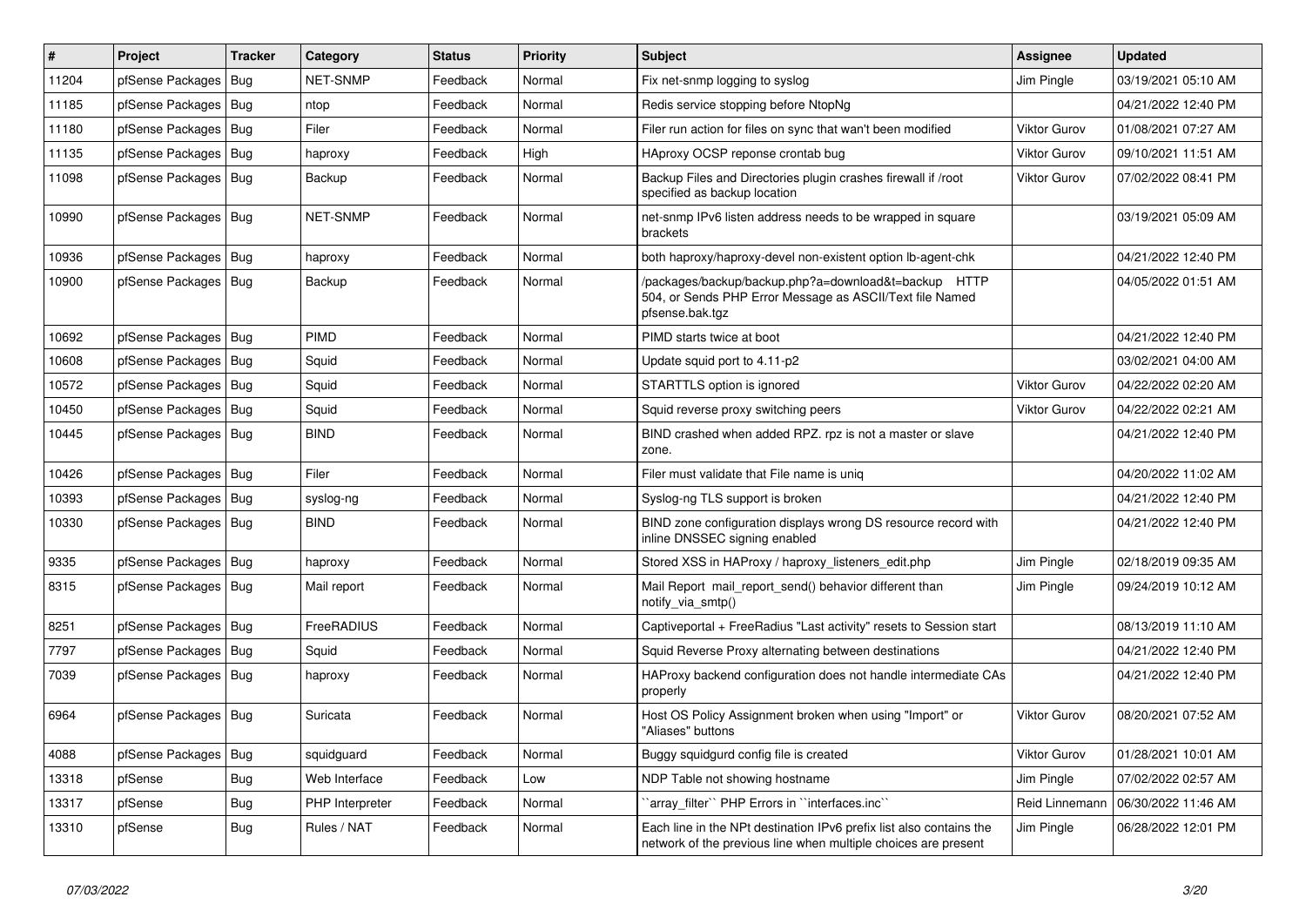| # | Project | Tracker | Category | Status | Priority | Subject | Assignee | Updated |
|---|---|---|---|---|---|---|---|---|
| 11204 | pfSense Packages | Bug | NET-SNMP | Feedback | Normal | Fix net-snmp logging to syslog | Jim Pingle | 03/19/2021 05:10 AM |
| 11185 | pfSense Packages | Bug | ntop | Feedback | Normal | Redis service stopping before NtopNg | | 04/21/2022 12:40 PM |
| 11180 | pfSense Packages | Bug | Filer | Feedback | Normal | Filer run action for files on sync that wan't been modified | Viktor Gurov | 01/08/2021 07:27 AM |
| 11135 | pfSense Packages | Bug | haproxy | Feedback | High | HAproxy OCSP reponse crontab bug | Viktor Gurov | 09/10/2021 11:51 AM |
| 11098 | pfSense Packages | Bug | Backup | Feedback | Normal | Backup Files and Directories plugin crashes firewall if /root specified as backup location | Viktor Gurov | 07/02/2022 08:41 PM |
| 10990 | pfSense Packages | Bug | NET-SNMP | Feedback | Normal | net-snmp IPv6 listen address needs to be wrapped in square brackets | | 03/19/2021 05:09 AM |
| 10936 | pfSense Packages | Bug | haproxy | Feedback | Normal | both haproxy/haproxy-devel non-existent option lb-agent-chk | | 04/21/2022 12:40 PM |
| 10900 | pfSense Packages | Bug | Backup | Feedback | Normal | /packages/backup/backup.php?a=download&t=backup HTTP 504, or Sends PHP Error Message as ASCII/Text file Named pfsense.bak.tgz | | 04/05/2022 01:51 AM |
| 10692 | pfSense Packages | Bug | PIMD | Feedback | Normal | PIMD starts twice at boot | | 04/21/2022 12:40 PM |
| 10608 | pfSense Packages | Bug | Squid | Feedback | Normal | Update squid port to 4.11-p2 | | 03/02/2021 04:00 AM |
| 10572 | pfSense Packages | Bug | Squid | Feedback | Normal | STARTTLS option is ignored | Viktor Gurov | 04/22/2022 02:20 AM |
| 10450 | pfSense Packages | Bug | Squid | Feedback | Normal | Squid reverse proxy switching peers | Viktor Gurov | 04/22/2022 02:21 AM |
| 10445 | pfSense Packages | Bug | BIND | Feedback | Normal | BIND crashed when added RPZ. rpz is not a master or slave zone. | | 04/21/2022 12:40 PM |
| 10426 | pfSense Packages | Bug | Filer | Feedback | Normal | Filer must validate that File name is uniq | | 04/20/2022 11:02 AM |
| 10393 | pfSense Packages | Bug | syslog-ng | Feedback | Normal | Syslog-ng TLS support is broken | | 04/21/2022 12:40 PM |
| 10330 | pfSense Packages | Bug | BIND | Feedback | Normal | BIND zone configuration displays wrong DS resource record with inline DNSSEC signing enabled | | 04/21/2022 12:40 PM |
| 9335 | pfSense Packages | Bug | haproxy | Feedback | Normal | Stored XSS in HAProxy / haproxy_listeners_edit.php | Jim Pingle | 02/18/2019 09:35 AM |
| 8315 | pfSense Packages | Bug | Mail report | Feedback | Normal | Mail Report mail_report_send() behavior different than notify_via_smtp() | Jim Pingle | 09/24/2019 10:12 AM |
| 8251 | pfSense Packages | Bug | FreeRADIUS | Feedback | Normal | Captiveportal + FreeRadius "Last activity" resets to Session start | | 08/13/2019 11:10 AM |
| 7797 | pfSense Packages | Bug | Squid | Feedback | Normal | Squid Reverse Proxy alternating between destinations | | 04/21/2022 12:40 PM |
| 7039 | pfSense Packages | Bug | haproxy | Feedback | Normal | HAProxy backend configuration does not handle intermediate CAs properly | | 04/21/2022 12:40 PM |
| 6964 | pfSense Packages | Bug | Suricata | Feedback | Normal | Host OS Policy Assignment broken when using "Import" or "Aliases" buttons | Viktor Gurov | 08/20/2021 07:52 AM |
| 4088 | pfSense Packages | Bug | squidguard | Feedback | Normal | Buggy squidgurd config file is created | Viktor Gurov | 01/28/2021 10:01 AM |
| 13318 | pfSense | Bug | Web Interface | Feedback | Low | NDP Table not showing hostname | Jim Pingle | 07/02/2022 02:57 AM |
| 13317 | pfSense | Bug | PHP Interpreter | Feedback | Normal | ``array_filter`` PHP Errors in ``interfaces.inc`` | Reid Linnemann | 06/30/2022 11:46 AM |
| 13310 | pfSense | Bug | Rules / NAT | Feedback | Normal | Each line in the NPt destination IPv6 prefix list also contains the network of the previous line when multiple choices are present | Jim Pingle | 06/28/2022 12:01 PM |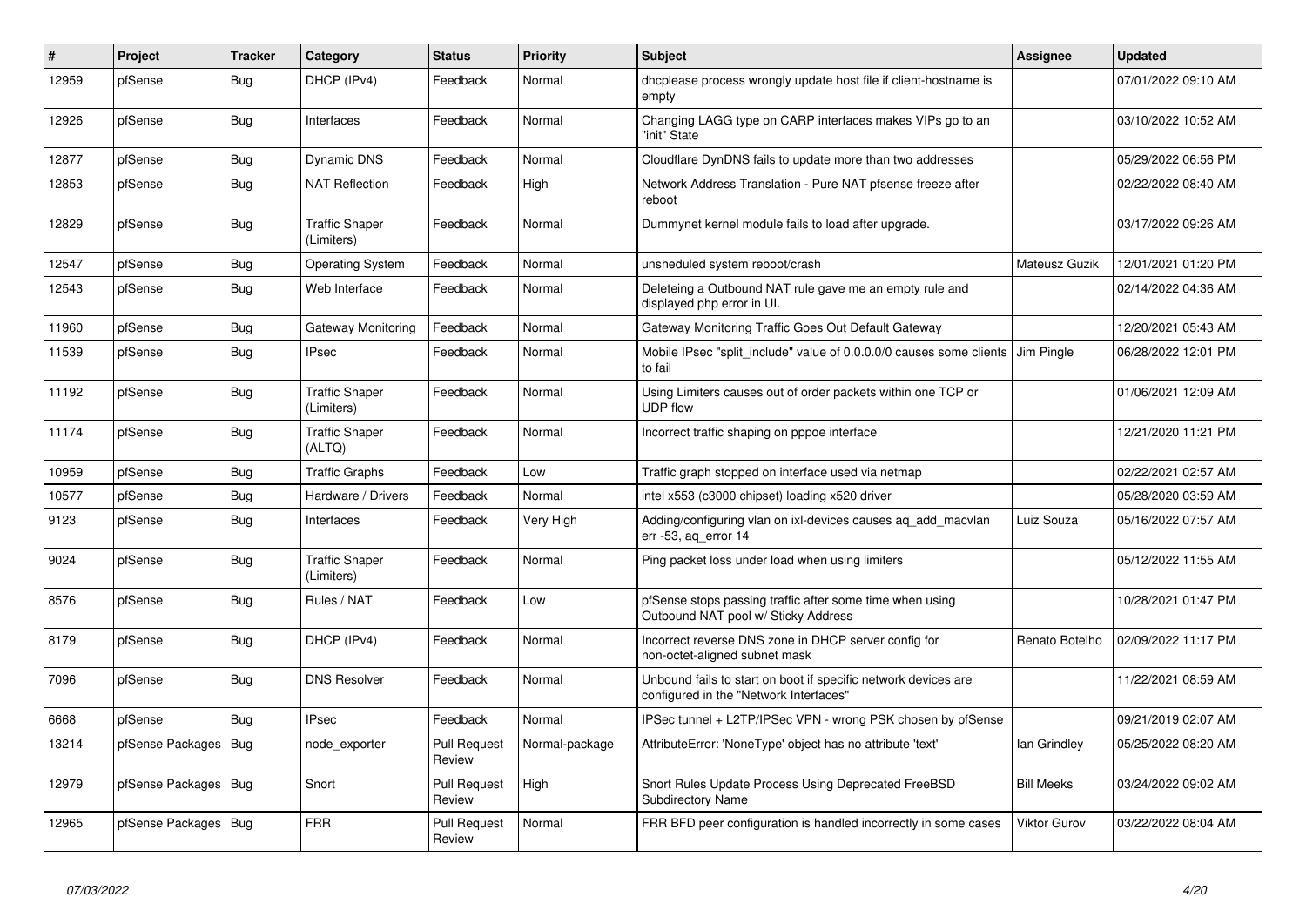| # | Project | Tracker | Category | Status | Priority | Subject | Assignee | Updated |
|---|---|---|---|---|---|---|---|---|
| 12959 | pfSense | Bug | DHCP (IPv4) | Feedback | Normal | dhcplease process wrongly update host file if client-hostname is empty | | 07/01/2022 09:10 AM |
| 12926 | pfSense | Bug | Interfaces | Feedback | Normal | Changing LAGG type on CARP interfaces makes VIPs go to an "init" State | | 03/10/2022 10:52 AM |
| 12877 | pfSense | Bug | Dynamic DNS | Feedback | Normal | Cloudflare DynDNS fails to update more than two addresses | | 05/29/2022 06:56 PM |
| 12853 | pfSense | Bug | NAT Reflection | Feedback | High | Network Address Translation - Pure NAT pfsense freeze after reboot | | 02/22/2022 08:40 AM |
| 12829 | pfSense | Bug | Traffic Shaper (Limiters) | Feedback | Normal | Dummynet kernel module fails to load after upgrade. | | 03/17/2022 09:26 AM |
| 12547 | pfSense | Bug | Operating System | Feedback | Normal | unsheduled system reboot/crash | Mateusz Guzik | 12/01/2021 01:20 PM |
| 12543 | pfSense | Bug | Web Interface | Feedback | Normal | Deleteing a Outbound NAT rule gave me an empty rule and displayed php error in UI. | | 02/14/2022 04:36 AM |
| 11960 | pfSense | Bug | Gateway Monitoring | Feedback | Normal | Gateway Monitoring Traffic Goes Out Default Gateway | | 12/20/2021 05:43 AM |
| 11539 | pfSense | Bug | IPsec | Feedback | Normal | Mobile IPsec "split_include" value of 0.0.0.0/0 causes some clients to fail | Jim Pingle | 06/28/2022 12:01 PM |
| 11192 | pfSense | Bug | Traffic Shaper (Limiters) | Feedback | Normal | Using Limiters causes out of order packets within one TCP or UDP flow | | 01/06/2021 12:09 AM |
| 11174 | pfSense | Bug | Traffic Shaper (ALTQ) | Feedback | Normal | Incorrect traffic shaping on pppoe interface | | 12/21/2020 11:21 PM |
| 10959 | pfSense | Bug | Traffic Graphs | Feedback | Low | Traffic graph stopped on interface used via netmap | | 02/22/2021 02:57 AM |
| 10577 | pfSense | Bug | Hardware / Drivers | Feedback | Normal | intel x553 (c3000 chipset) loading x520 driver | | 05/28/2020 03:59 AM |
| 9123 | pfSense | Bug | Interfaces | Feedback | Very High | Adding/configuring vlan on ixl-devices causes aq_add_macvlan err -53, aq_error 14 | Luiz Souza | 05/16/2022 07:57 AM |
| 9024 | pfSense | Bug | Traffic Shaper (Limiters) | Feedback | Normal | Ping packet loss under load when using limiters | | 05/12/2022 11:55 AM |
| 8576 | pfSense | Bug | Rules / NAT | Feedback | Low | pfSense stops passing traffic after some time when using Outbound NAT pool w/ Sticky Address | | 10/28/2021 01:47 PM |
| 8179 | pfSense | Bug | DHCP (IPv4) | Feedback | Normal | Incorrect reverse DNS zone in DHCP server config for non-octet-aligned subnet mask | Renato Botelho | 02/09/2022 11:17 PM |
| 7096 | pfSense | Bug | DNS Resolver | Feedback | Normal | Unbound fails to start on boot if specific network devices are configured in the "Network Interfaces" | | 11/22/2021 08:59 AM |
| 6668 | pfSense | Bug | IPsec | Feedback | Normal | IPSec tunnel + L2TP/IPSec VPN - wrong PSK chosen by pfSense | | 09/21/2019 02:07 AM |
| 13214 | pfSense Packages | Bug | node_exporter | Pull Request Review | Normal-package | AttributeError: 'NoneType' object has no attribute 'text' | Ian Grindley | 05/25/2022 08:20 AM |
| 12979 | pfSense Packages | Bug | Snort | Pull Request Review | High | Snort Rules Update Process Using Deprecated FreeBSD Subdirectory Name | Bill Meeks | 03/24/2022 09:02 AM |
| 12965 | pfSense Packages | Bug | FRR | Pull Request Review | Normal | FRR BFD peer configuration is handled incorrectly in some cases | Viktor Gurov | 03/22/2022 08:04 AM |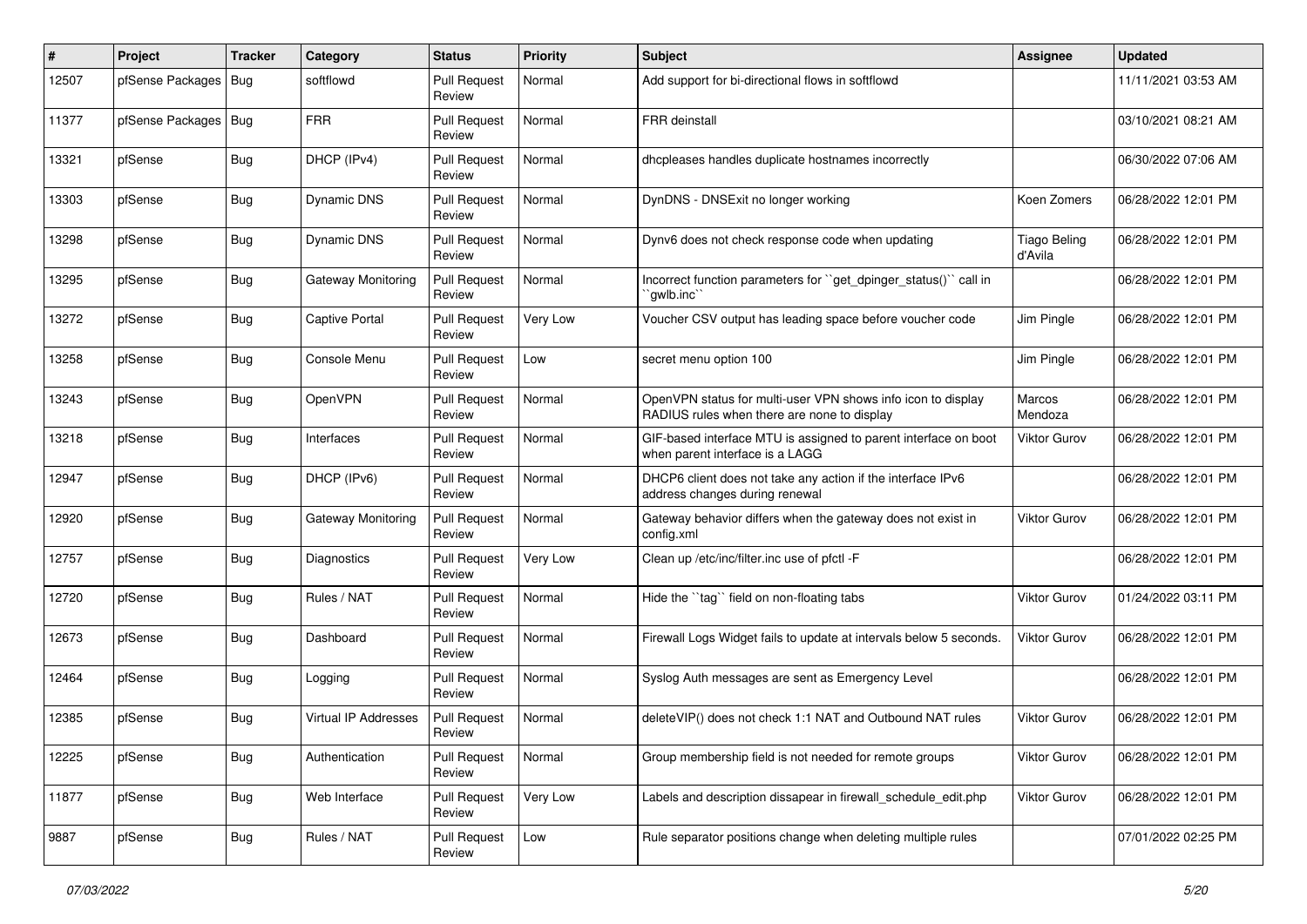| # | Project | Tracker | Category | Status | Priority | Subject | Assignee | Updated |
|---|---|---|---|---|---|---|---|---|
| 12507 | pfSense Packages | Bug | softflowd | Pull Request Review | Normal | Add support for bi-directional flows in softflowd | | 11/11/2021 03:53 AM |
| 11377 | pfSense Packages | Bug | FRR | Pull Request Review | Normal | FRR deinstall | | 03/10/2021 08:21 AM |
| 13321 | pfSense | Bug | DHCP (IPv4) | Pull Request Review | Normal | dhcpleases handles duplicate hostnames incorrectly | | 06/30/2022 07:06 AM |
| 13303 | pfSense | Bug | Dynamic DNS | Pull Request Review | Normal | DynDNS - DNSExit no longer working | Koen Zomers | 06/28/2022 12:01 PM |
| 13298 | pfSense | Bug | Dynamic DNS | Pull Request Review | Normal | Dynv6 does not check response code when updating | Tiago Beling d'Avila | 06/28/2022 12:01 PM |
| 13295 | pfSense | Bug | Gateway Monitoring | Pull Request Review | Normal | Incorrect function parameters for ``get_dpinger_status()`` call in ``gwlb.inc`` | | 06/28/2022 12:01 PM |
| 13272 | pfSense | Bug | Captive Portal | Pull Request Review | Very Low | Voucher CSV output has leading space before voucher code | Jim Pingle | 06/28/2022 12:01 PM |
| 13258 | pfSense | Bug | Console Menu | Pull Request Review | Low | secret menu option 100 | Jim Pingle | 06/28/2022 12:01 PM |
| 13243 | pfSense | Bug | OpenVPN | Pull Request Review | Normal | OpenVPN status for multi-user VPN shows info icon to display RADIUS rules when there are none to display | Marcos Mendoza | 06/28/2022 12:01 PM |
| 13218 | pfSense | Bug | Interfaces | Pull Request Review | Normal | GIF-based interface MTU is assigned to parent interface on boot when parent interface is a LAGG | Viktor Gurov | 06/28/2022 12:01 PM |
| 12947 | pfSense | Bug | DHCP (IPv6) | Pull Request Review | Normal | DHCP6 client does not take any action if the interface IPv6 address changes during renewal | | 06/28/2022 12:01 PM |
| 12920 | pfSense | Bug | Gateway Monitoring | Pull Request Review | Normal | Gateway behavior differs when the gateway does not exist in config.xml | Viktor Gurov | 06/28/2022 12:01 PM |
| 12757 | pfSense | Bug | Diagnostics | Pull Request Review | Very Low | Clean up /etc/inc/filter.inc use of pfctl -F | | 06/28/2022 12:01 PM |
| 12720 | pfSense | Bug | Rules / NAT | Pull Request Review | Normal | Hide the ``tag`` field on non-floating tabs | Viktor Gurov | 01/24/2022 03:11 PM |
| 12673 | pfSense | Bug | Dashboard | Pull Request Review | Normal | Firewall Logs Widget fails to update at intervals below 5 seconds. | Viktor Gurov | 06/28/2022 12:01 PM |
| 12464 | pfSense | Bug | Logging | Pull Request Review | Normal | Syslog Auth messages are sent as Emergency Level | | 06/28/2022 12:01 PM |
| 12385 | pfSense | Bug | Virtual IP Addresses | Pull Request Review | Normal | deleteVIP() does not check 1:1 NAT and Outbound NAT rules | Viktor Gurov | 06/28/2022 12:01 PM |
| 12225 | pfSense | Bug | Authentication | Pull Request Review | Normal | Group membership field is not needed for remote groups | Viktor Gurov | 06/28/2022 12:01 PM |
| 11877 | pfSense | Bug | Web Interface | Pull Request Review | Very Low | Labels and description dissapear in firewall_schedule_edit.php | Viktor Gurov | 06/28/2022 12:01 PM |
| 9887 | pfSense | Bug | Rules / NAT | Pull Request Review | Low | Rule separator positions change when deleting multiple rules | | 07/01/2022 02:25 PM |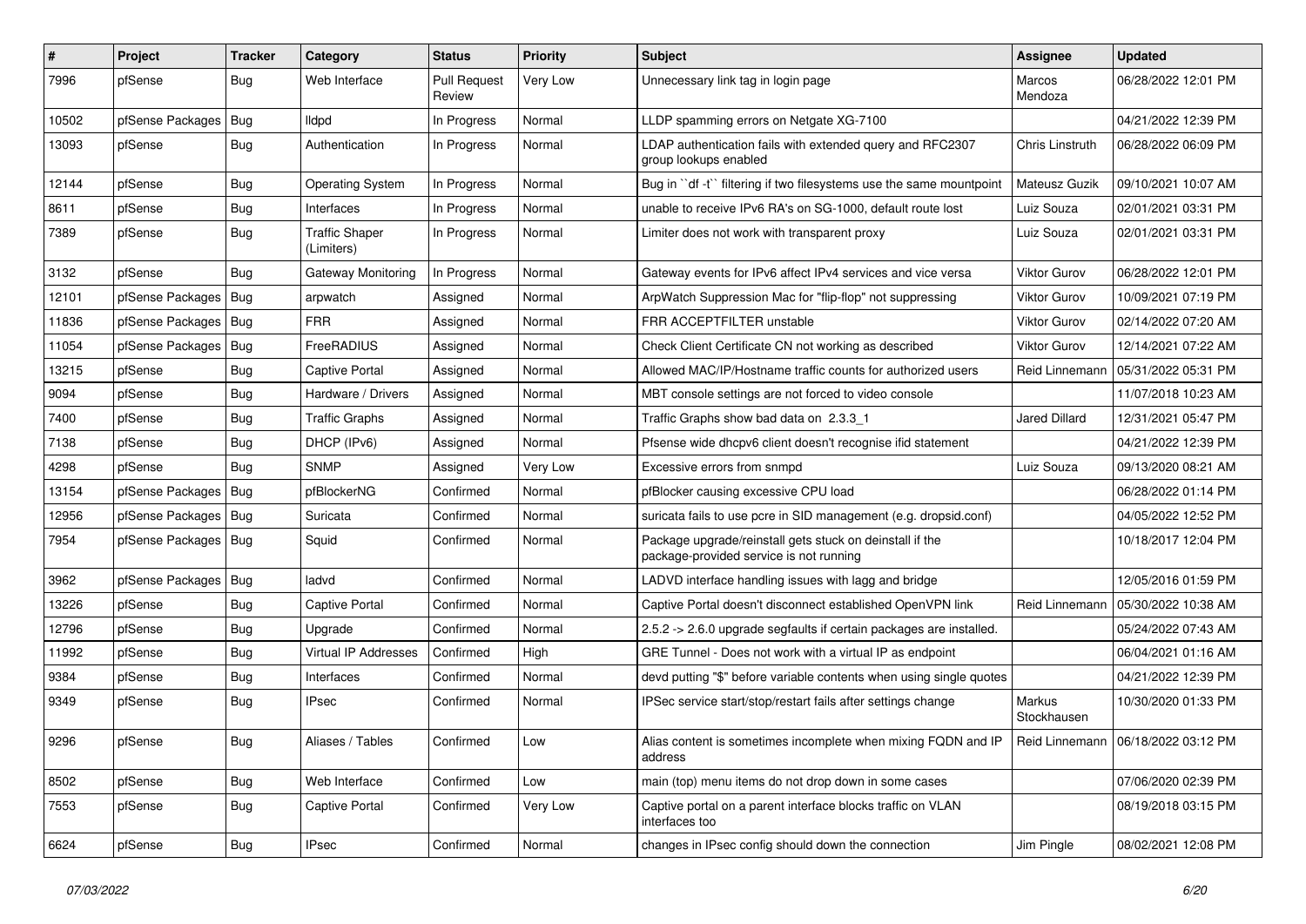| # | Project | Tracker | Category | Status | Priority | Subject | Assignee | Updated |
|---|---|---|---|---|---|---|---|---|
| 7996 | pfSense | Bug | Web Interface | Pull Request Review | Very Low | Unnecessary link tag in login page | Marcos Mendoza | 06/28/2022 12:01 PM |
| 10502 | pfSense Packages | Bug | lldpd | In Progress | Normal | LLDP spamming errors on Netgate XG-7100 | | 04/21/2022 12:39 PM |
| 13093 | pfSense | Bug | Authentication | In Progress | Normal | LDAP authentication fails with extended query and RFC2307 group lookups enabled | Chris Linstruth | 06/28/2022 06:09 PM |
| 12144 | pfSense | Bug | Operating System | In Progress | Normal | Bug in ``df -t`` filtering if two filesystems use the same mountpoint | Mateusz Guzik | 09/10/2021 10:07 AM |
| 8611 | pfSense | Bug | Interfaces | In Progress | Normal | unable to receive IPv6 RA's on SG-1000, default route lost | Luiz Souza | 02/01/2021 03:31 PM |
| 7389 | pfSense | Bug | Traffic Shaper (Limiters) | In Progress | Normal | Limiter does not work with transparent proxy | Luiz Souza | 02/01/2021 03:31 PM |
| 3132 | pfSense | Bug | Gateway Monitoring | In Progress | Normal | Gateway events for IPv6 affect IPv4 services and vice versa | Viktor Gurov | 06/28/2022 12:01 PM |
| 12101 | pfSense Packages | Bug | arpwatch | Assigned | Normal | ArpWatch Suppression Mac for "flip-flop" not suppressing | Viktor Gurov | 10/09/2021 07:19 PM |
| 11836 | pfSense Packages | Bug | FRR | Assigned | Normal | FRR ACCEPTFILTER unstable | Viktor Gurov | 02/14/2022 07:20 AM |
| 11054 | pfSense Packages | Bug | FreeRADIUS | Assigned | Normal | Check Client Certificate CN not working as described | Viktor Gurov | 12/14/2021 07:22 AM |
| 13215 | pfSense | Bug | Captive Portal | Assigned | Normal | Allowed MAC/IP/Hostname traffic counts for authorized users | Reid Linnemann | 05/31/2022 05:31 PM |
| 9094 | pfSense | Bug | Hardware / Drivers | Assigned | Normal | MBT console settings are not forced to video console | | 11/07/2018 10:23 AM |
| 7400 | pfSense | Bug | Traffic Graphs | Assigned | Normal | Traffic Graphs show bad data on 2.3.3_1 | Jared Dillard | 12/31/2021 05:47 PM |
| 7138 | pfSense | Bug | DHCP (IPv6) | Assigned | Normal | Pfsense wide dhcpv6 client doesn't recognise ifid statement | | 04/21/2022 12:39 PM |
| 4298 | pfSense | Bug | SNMP | Assigned | Very Low | Excessive errors from snmpd | Luiz Souza | 09/13/2020 08:21 AM |
| 13154 | pfSense Packages | Bug | pfBlockerNG | Confirmed | Normal | pfBlocker causing excessive CPU load | | 06/28/2022 01:14 PM |
| 12956 | pfSense Packages | Bug | Suricata | Confirmed | Normal | suricata fails to use pcre in SID management (e.g. dropsid.conf) | | 04/05/2022 12:52 PM |
| 7954 | pfSense Packages | Bug | Squid | Confirmed | Normal | Package upgrade/reinstall gets stuck on deinstall if the package-provided service is not running | | 10/18/2017 12:04 PM |
| 3962 | pfSense Packages | Bug | ladvd | Confirmed | Normal | LADVD interface handling issues with lagg and bridge | | 12/05/2016 01:59 PM |
| 13226 | pfSense | Bug | Captive Portal | Confirmed | Normal | Captive Portal doesn't disconnect established OpenVPN link | Reid Linnemann | 05/30/2022 10:38 AM |
| 12796 | pfSense | Bug | Upgrade | Confirmed | Normal | 2.5.2 -> 2.6.0 upgrade segfaults if certain packages are installed. | | 05/24/2022 07:43 AM |
| 11992 | pfSense | Bug | Virtual IP Addresses | Confirmed | High | GRE Tunnel - Does not work with a virtual IP as endpoint | | 06/04/2021 01:16 AM |
| 9384 | pfSense | Bug | Interfaces | Confirmed | Normal | devd putting "$" before variable contents when using single quotes | | 04/21/2022 12:39 PM |
| 9349 | pfSense | Bug | IPsec | Confirmed | Normal | IPSec service start/stop/restart fails after settings change | Markus Stockhausen | 10/30/2020 01:33 PM |
| 9296 | pfSense | Bug | Aliases / Tables | Confirmed | Low | Alias content is sometimes incomplete when mixing FQDN and IP address | Reid Linnemann | 06/18/2022 03:12 PM |
| 8502 | pfSense | Bug | Web Interface | Confirmed | Low | main (top) menu items do not drop down in some cases | | 07/06/2020 02:39 PM |
| 7553 | pfSense | Bug | Captive Portal | Confirmed | Very Low | Captive portal on a parent interface blocks traffic on VLAN interfaces too | | 08/19/2018 03:15 PM |
| 6624 | pfSense | Bug | IPsec | Confirmed | Normal | changes in IPsec config should down the connection | Jim Pingle | 08/02/2021 12:08 PM |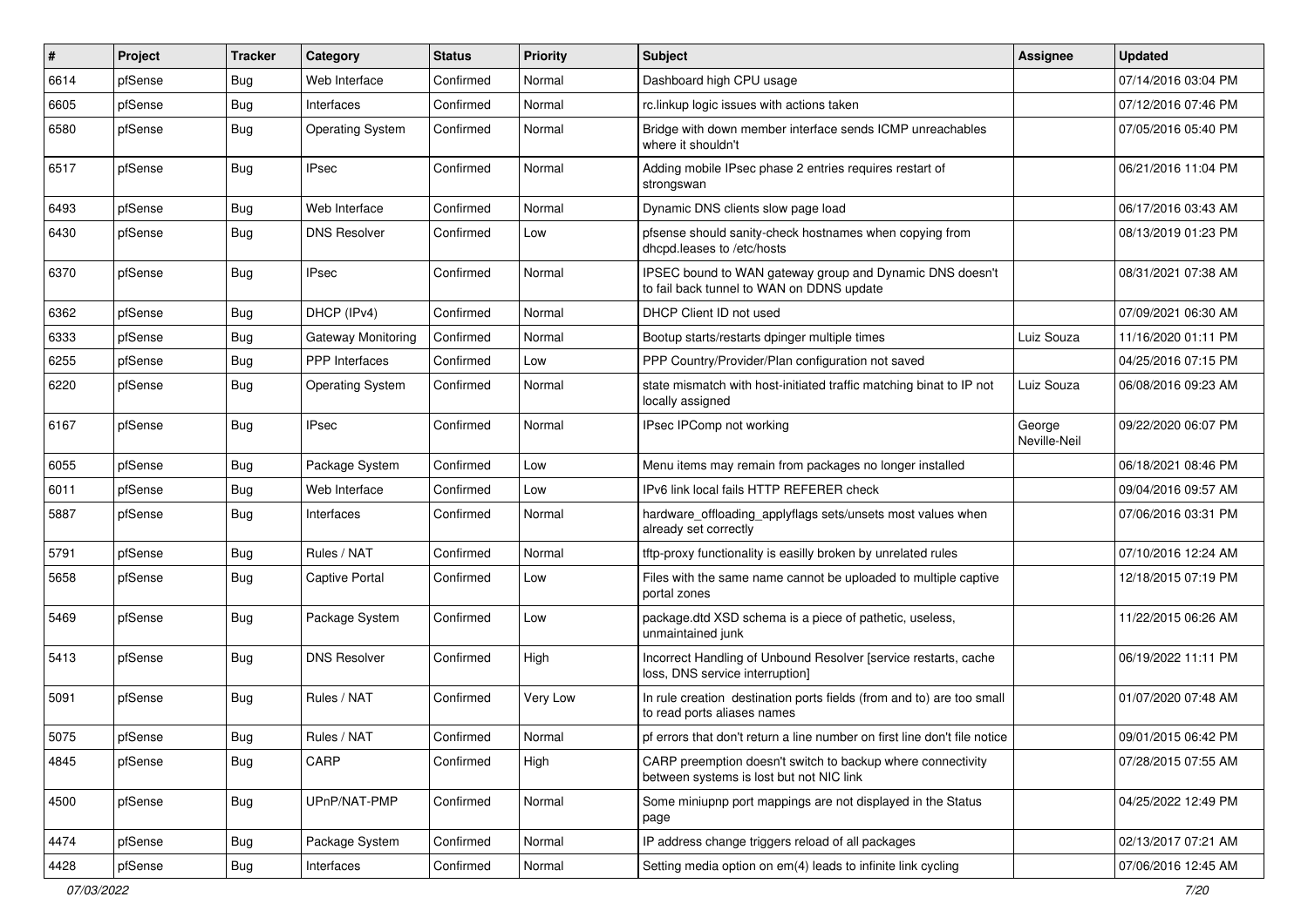| # | Project | Tracker | Category | Status | Priority | Subject | Assignee | Updated |
|---|---|---|---|---|---|---|---|---|
| 6614 | pfSense | Bug | Web Interface | Confirmed | Normal | Dashboard high CPU usage | | 07/14/2016 03:04 PM |
| 6605 | pfSense | Bug | Interfaces | Confirmed | Normal | rc.linkup logic issues with actions taken | | 07/12/2016 07:46 PM |
| 6580 | pfSense | Bug | Operating System | Confirmed | Normal | Bridge with down member interface sends ICMP unreachables where it shouldn't | | 07/05/2016 05:40 PM |
| 6517 | pfSense | Bug | IPsec | Confirmed | Normal | Adding mobile IPsec phase 2 entries requires restart of strongswan | | 06/21/2016 11:04 PM |
| 6493 | pfSense | Bug | Web Interface | Confirmed | Normal | Dynamic DNS clients slow page load | | 06/17/2016 03:43 AM |
| 6430 | pfSense | Bug | DNS Resolver | Confirmed | Low | pfsense should sanity-check hostnames when copying from dhcpd.leases to /etc/hosts | | 08/13/2019 01:23 PM |
| 6370 | pfSense | Bug | IPsec | Confirmed | Normal | IPSEC bound to WAN gateway group and Dynamic DNS doesn't to fail back tunnel to WAN on DDNS update | | 08/31/2021 07:38 AM |
| 6362 | pfSense | Bug | DHCP (IPv4) | Confirmed | Normal | DHCP Client ID not used | | 07/09/2021 06:30 AM |
| 6333 | pfSense | Bug | Gateway Monitoring | Confirmed | Normal | Bootup starts/restarts dpinger multiple times | Luiz Souza | 11/16/2020 01:11 PM |
| 6255 | pfSense | Bug | PPP Interfaces | Confirmed | Low | PPP Country/Provider/Plan configuration not saved | | 04/25/2016 07:15 PM |
| 6220 | pfSense | Bug | Operating System | Confirmed | Normal | state mismatch with host-initiated traffic matching binat to IP not locally assigned | Luiz Souza | 06/08/2016 09:23 AM |
| 6167 | pfSense | Bug | IPsec | Confirmed | Normal | IPsec IPComp not working | George Neville-Neil | 09/22/2020 06:07 PM |
| 6055 | pfSense | Bug | Package System | Confirmed | Low | Menu items may remain from packages no longer installed | | 06/18/2021 08:46 PM |
| 6011 | pfSense | Bug | Web Interface | Confirmed | Low | IPv6 link local fails HTTP REFERER check | | 09/04/2016 09:57 AM |
| 5887 | pfSense | Bug | Interfaces | Confirmed | Normal | hardware_offloading_applyflags sets/unsets most values when already set correctly | | 07/06/2016 03:31 PM |
| 5791 | pfSense | Bug | Rules / NAT | Confirmed | Normal | tftp-proxy functionality is easilly broken by unrelated rules | | 07/10/2016 12:24 AM |
| 5658 | pfSense | Bug | Captive Portal | Confirmed | Low | Files with the same name cannot be uploaded to multiple captive portal zones | | 12/18/2015 07:19 PM |
| 5469 | pfSense | Bug | Package System | Confirmed | Low | package.dtd XSD schema is a piece of pathetic, useless, unmaintained junk | | 11/22/2015 06:26 AM |
| 5413 | pfSense | Bug | DNS Resolver | Confirmed | High | Incorrect Handling of Unbound Resolver [service restarts, cache loss, DNS service interruption] | | 06/19/2022 11:11 PM |
| 5091 | pfSense | Bug | Rules / NAT | Confirmed | Very Low | In rule creation destination ports fields (from and to) are too small to read ports aliases names | | 01/07/2020 07:48 AM |
| 5075 | pfSense | Bug | Rules / NAT | Confirmed | Normal | pf errors that don't return a line number on first line don't file notice | | 09/01/2015 06:42 PM |
| 4845 | pfSense | Bug | CARP | Confirmed | High | CARP preemption doesn't switch to backup where connectivity between systems is lost but not NIC link | | 07/28/2015 07:55 AM |
| 4500 | pfSense | Bug | UPnP/NAT-PMP | Confirmed | Normal | Some miniupnp port mappings are not displayed in the Status page | | 04/25/2022 12:49 PM |
| 4474 | pfSense | Bug | Package System | Confirmed | Normal | IP address change triggers reload of all packages | | 02/13/2017 07:21 AM |
| 4428 | pfSense | Bug | Interfaces | Confirmed | Normal | Setting media option on em(4) leads to infinite link cycling | | 07/06/2016 12:45 AM |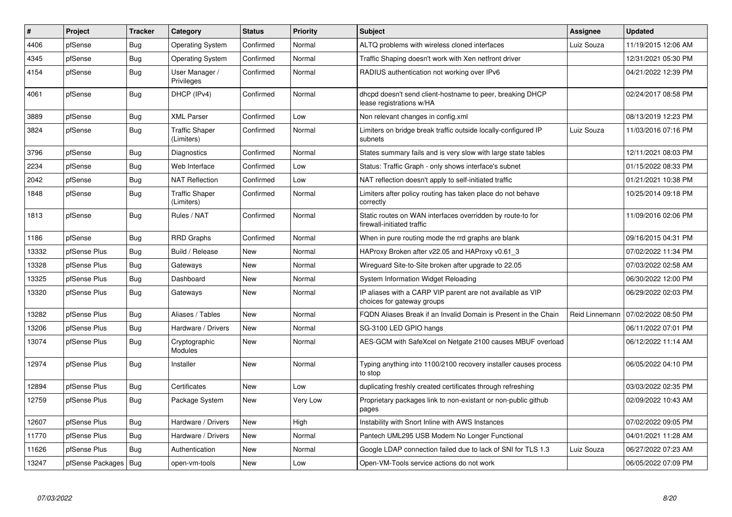| # | Project | Tracker | Category | Status | Priority | Subject | Assignee | Updated |
|---|---|---|---|---|---|---|---|---|
| 4406 | pfSense | Bug | Operating System | Confirmed | Normal | ALTQ problems with wireless cloned interfaces | Luiz Souza | 11/19/2015 12:06 AM |
| 4345 | pfSense | Bug | Operating System | Confirmed | Normal | Traffic Shaping doesn't work with Xen netfront driver | | 12/31/2021 05:30 PM |
| 4154 | pfSense | Bug | User Manager / Privileges | Confirmed | Normal | RADIUS authentication not working over IPv6 | | 04/21/2022 12:39 PM |
| 4061 | pfSense | Bug | DHCP (IPv4) | Confirmed | Normal | dhcpd doesn't send client-hostname to peer, breaking DHCP lease registrations w/HA | | 02/24/2017 08:58 PM |
| 3889 | pfSense | Bug | XML Parser | Confirmed | Low | Non relevant changes in config.xml | | 08/13/2019 12:23 PM |
| 3824 | pfSense | Bug | Traffic Shaper (Limiters) | Confirmed | Normal | Limiters on bridge break traffic outside locally-configured IP subnets | Luiz Souza | 11/03/2016 07:16 PM |
| 3796 | pfSense | Bug | Diagnostics | Confirmed | Normal | States summary fails and is very slow with large state tables | | 12/11/2021 08:03 PM |
| 2234 | pfSense | Bug | Web Interface | Confirmed | Low | Status: Traffic Graph - only shows interface's subnet | | 01/15/2022 08:33 PM |
| 2042 | pfSense | Bug | NAT Reflection | Confirmed | Low | NAT reflection doesn't apply to self-initiated traffic | | 01/21/2021 10:38 PM |
| 1848 | pfSense | Bug | Traffic Shaper (Limiters) | Confirmed | Normal | Limiters after policy routing has taken place do not behave correctly | | 10/25/2014 09:18 PM |
| 1813 | pfSense | Bug | Rules / NAT | Confirmed | Normal | Static routes on WAN interfaces overridden by route-to for firewall-initiated traffic | | 11/09/2016 02:06 PM |
| 1186 | pfSense | Bug | RRD Graphs | Confirmed | Normal | When in pure routing mode the rrd graphs are blank | | 09/16/2015 04:31 PM |
| 13332 | pfSense Plus | Bug | Build / Release | New | Normal | HAProxy Broken after v22.05 and HAProxy v0.61_3 | | 07/02/2022 11:34 PM |
| 13328 | pfSense Plus | Bug | Gateways | New | Normal | Wireguard Site-to-Site broken after upgrade to 22.05 | | 07/03/2022 02:58 AM |
| 13325 | pfSense Plus | Bug | Dashboard | New | Normal | System Information Widget Reloading | | 06/30/2022 12:00 PM |
| 13320 | pfSense Plus | Bug | Gateways | New | Normal | IP aliases with a CARP VIP parent are not available as VIP choices for gateway groups | | 06/29/2022 02:03 PM |
| 13282 | pfSense Plus | Bug | Aliases / Tables | New | Normal | FQDN Aliases Break if an Invalid Domain is Present in the Chain | Reid Linnemann | 07/02/2022 08:50 PM |
| 13206 | pfSense Plus | Bug | Hardware / Drivers | New | Normal | SG-3100 LED GPIO hangs | | 06/11/2022 07:01 PM |
| 13074 | pfSense Plus | Bug | Cryptographic Modules | New | Normal | AES-GCM with SafeXcel on Netgate 2100 causes MBUF overload | | 06/12/2022 11:14 AM |
| 12974 | pfSense Plus | Bug | Installer | New | Normal | Typing anything into 1100/2100 recovery installer causes process to stop | | 06/05/2022 04:10 PM |
| 12894 | pfSense Plus | Bug | Certificates | New | Low | duplicating freshly created certificates through refreshing | | 03/03/2022 02:35 PM |
| 12759 | pfSense Plus | Bug | Package System | New | Very Low | Proprietary packages link to non-existant or non-public github pages | | 02/09/2022 10:43 AM |
| 12607 | pfSense Plus | Bug | Hardware / Drivers | New | High | Instability with Snort Inline with AWS Instances | | 07/02/2022 09:05 PM |
| 11770 | pfSense Plus | Bug | Hardware / Drivers | New | Normal | Pantech UML295 USB Modem No Longer Functional | | 04/01/2021 11:28 AM |
| 11626 | pfSense Plus | Bug | Authentication | New | Normal | Google LDAP connection failed due to lack of SNI for TLS 1.3 | Luiz Souza | 06/27/2022 07:23 AM |
| 13247 | pfSense Packages | Bug | open-vm-tools | New | Low | Open-VM-Tools service actions do not work | | 06/05/2022 07:09 PM |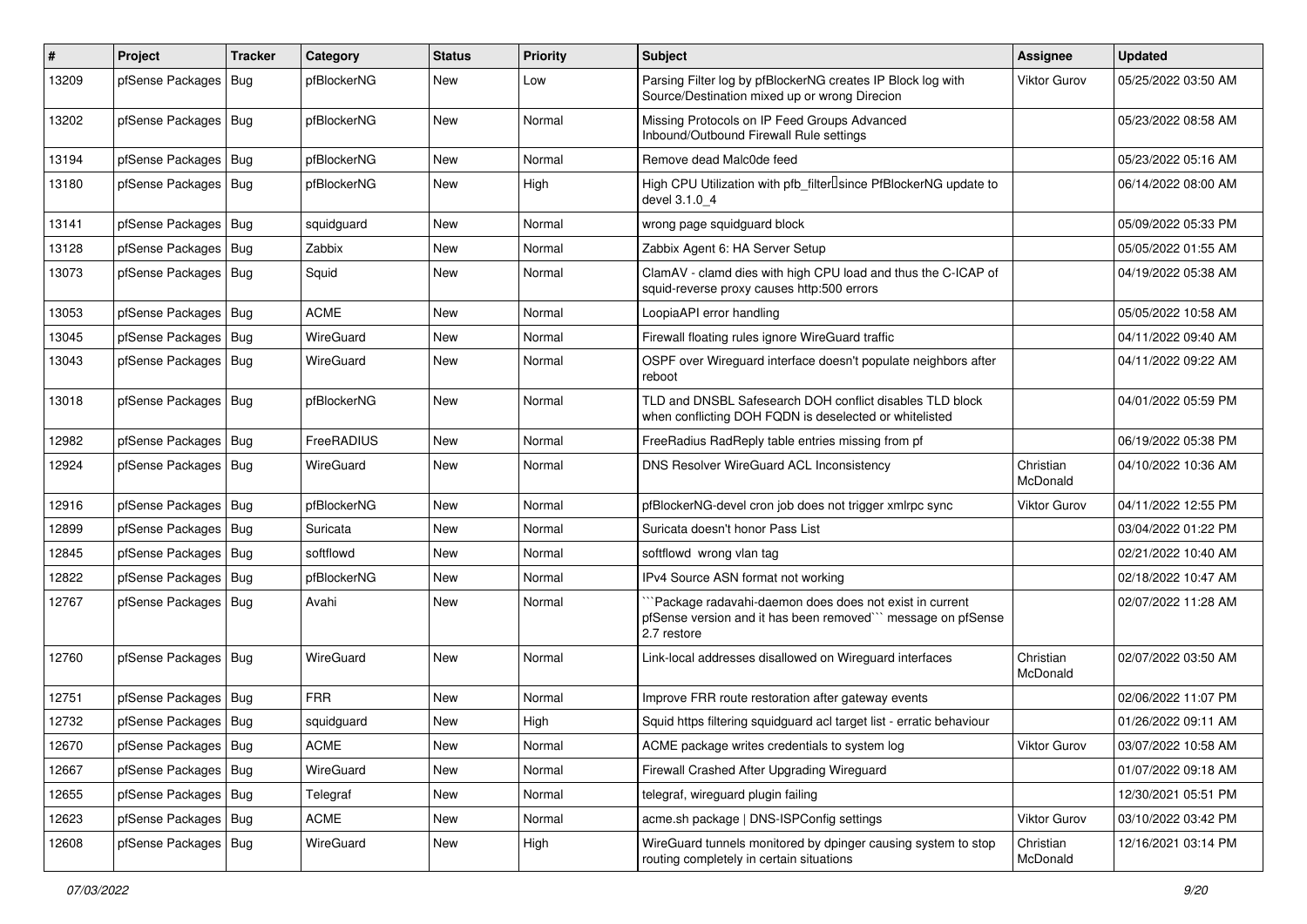| # | Project | Tracker | Category | Status | Priority | Subject | Assignee | Updated |
|---|---|---|---|---|---|---|---|---|
| 13209 | pfSense Packages | Bug | pfBlockerNG | New | Low | Parsing Filter log by pfBlockerNG creates IP Block log with Source/Destination mixed up or wrong Direcion | Viktor Gurov | 05/25/2022 03:50 AM |
| 13202 | pfSense Packages | Bug | pfBlockerNG | New | Normal | Missing Protocols on IP Feed Groups Advanced Inbound/Outbound Firewall Rule settings | | 05/23/2022 08:58 AM |
| 13194 | pfSense Packages | Bug | pfBlockerNG | New | Normal | Remove dead Malc0de feed | | 05/23/2022 05:16 AM |
| 13180 | pfSense Packages | Bug | pfBlockerNG | New | High | High CPU Utilization with pfb_filter since PfBlockerNG update to devel 3.1.0_4 | | 06/14/2022 08:00 AM |
| 13141 | pfSense Packages | Bug | squidguard | New | Normal | wrong page squidguard block | | 05/09/2022 05:33 PM |
| 13128 | pfSense Packages | Bug | Zabbix | New | Normal | Zabbix Agent 6: HA Server Setup | | 05/05/2022 01:55 AM |
| 13073 | pfSense Packages | Bug | Squid | New | Normal | ClamAV - clamd dies with high CPU load and thus the C-ICAP of squid-reverse proxy causes http:500 errors | | 04/19/2022 05:38 AM |
| 13053 | pfSense Packages | Bug | ACME | New | Normal | LoopiaAPI error handling | | 05/05/2022 10:58 AM |
| 13045 | pfSense Packages | Bug | WireGuard | New | Normal | Firewall floating rules ignore WireGuard traffic | | 04/11/2022 09:40 AM |
| 13043 | pfSense Packages | Bug | WireGuard | New | Normal | OSPF over Wireguard interface doesn't populate neighbors after reboot | | 04/11/2022 09:22 AM |
| 13018 | pfSense Packages | Bug | pfBlockerNG | New | Normal | TLD and DNSBL Safesearch DOH conflict disables TLD block when conflicting DOH FQDN is deselected or whitelisted | | 04/01/2022 05:59 PM |
| 12982 | pfSense Packages | Bug | FreeRADIUS | New | Normal | FreeRadius RadReply table entries missing from pf | | 06/19/2022 05:38 PM |
| 12924 | pfSense Packages | Bug | WireGuard | New | Normal | DNS Resolver WireGuard ACL Inconsistency | Christian McDonald | 04/10/2022 10:36 AM |
| 12916 | pfSense Packages | Bug | pfBlockerNG | New | Normal | pfBlockerNG-devel cron job does not trigger xmlrpc sync | Viktor Gurov | 04/11/2022 12:55 PM |
| 12899 | pfSense Packages | Bug | Suricata | New | Normal | Suricata doesn't honor Pass List | | 03/04/2022 01:22 PM |
| 12845 | pfSense Packages | Bug | softflowd | New | Normal | softflowd wrong vlan tag | | 02/21/2022 10:40 AM |
| 12822 | pfSense Packages | Bug | pfBlockerNG | New | Normal | IPv4 Source ASN format not working | | 02/18/2022 10:47 AM |
| 12767 | pfSense Packages | Bug | Avahi | New | Normal | ```Package radavahi-daemon does does not exist in current pfSense version and it has been removed``` message on pfSense 2.7 restore | | 02/07/2022 11:28 AM |
| 12760 | pfSense Packages | Bug | WireGuard | New | Normal | Link-local addresses disallowed on Wireguard interfaces | Christian McDonald | 02/07/2022 03:50 AM |
| 12751 | pfSense Packages | Bug | FRR | New | Normal | Improve FRR route restoration after gateway events | | 02/06/2022 11:07 PM |
| 12732 | pfSense Packages | Bug | squidguard | New | High | Squid https filtering squidguard acl target list - erratic behaviour | | 01/26/2022 09:11 AM |
| 12670 | pfSense Packages | Bug | ACME | New | Normal | ACME package writes credentials to system log | Viktor Gurov | 03/07/2022 10:58 AM |
| 12667 | pfSense Packages | Bug | WireGuard | New | Normal | Firewall Crashed After Upgrading Wireguard | | 01/07/2022 09:18 AM |
| 12655 | pfSense Packages | Bug | Telegraf | New | Normal | telegraf, wireguard plugin failing | | 12/30/2021 05:51 PM |
| 12623 | pfSense Packages | Bug | ACME | New | Normal | acme.sh package \| DNS-ISPConfig settings | Viktor Gurov | 03/10/2022 03:42 PM |
| 12608 | pfSense Packages | Bug | WireGuard | New | High | WireGuard tunnels monitored by dpinger causing system to stop routing completely in certain situations | Christian McDonald | 12/16/2021 03:14 PM |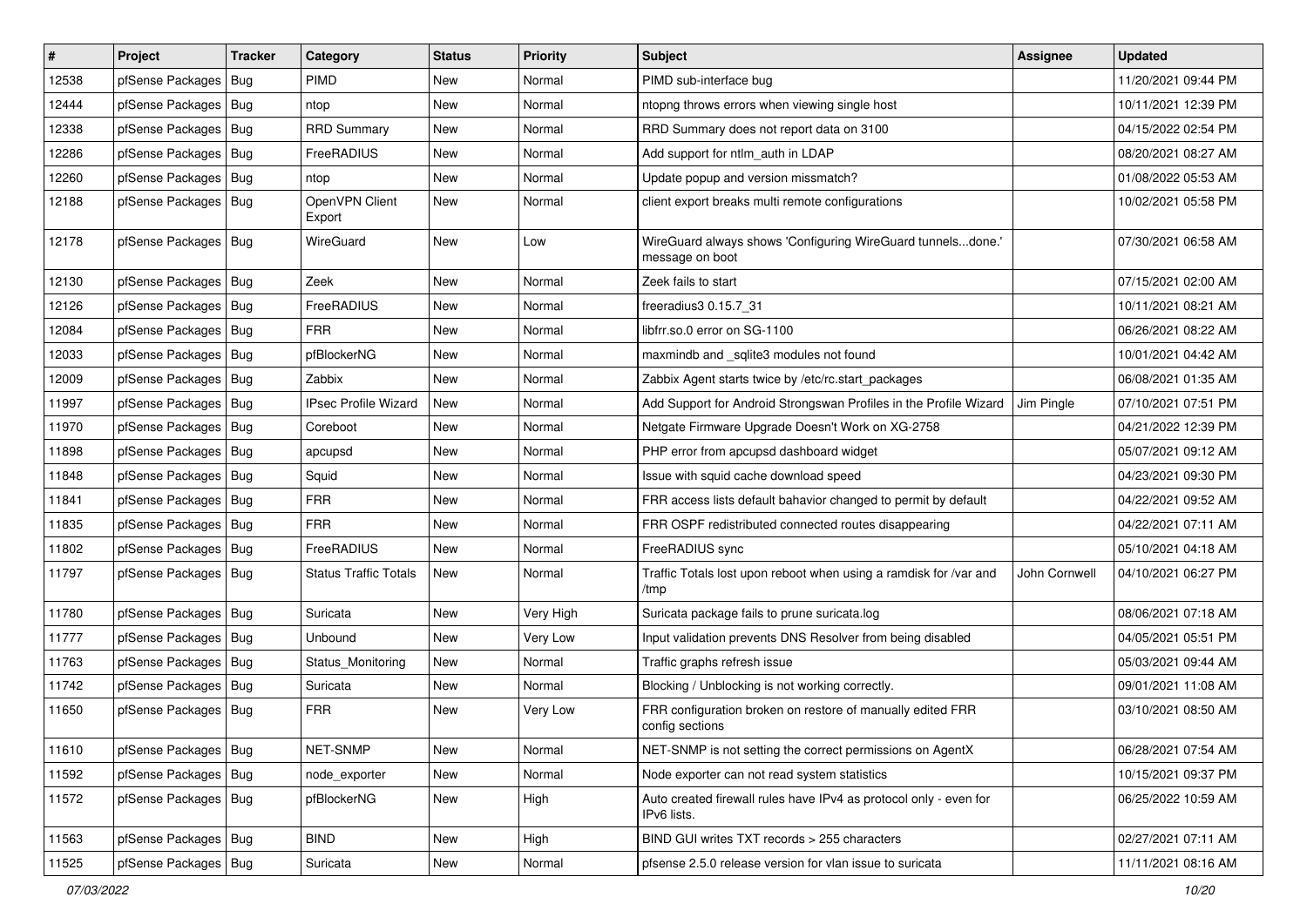| # | Project | Tracker | Category | Status | Priority | Subject | Assignee | Updated |
|---|---|---|---|---|---|---|---|---|
| 12538 | pfSense Packages | Bug | PIMD | New | Normal | PIMD sub-interface bug | | 11/20/2021 09:44 PM |
| 12444 | pfSense Packages | Bug | ntop | New | Normal | ntopng throws errors when viewing single host | | 10/11/2021 12:39 PM |
| 12338 | pfSense Packages | Bug | RRD Summary | New | Normal | RRD Summary does not report data on 3100 | | 04/15/2022 02:54 PM |
| 12286 | pfSense Packages | Bug | FreeRADIUS | New | Normal | Add support for ntlm_auth in LDAP | | 08/20/2021 08:27 AM |
| 12260 | pfSense Packages | Bug | ntop | New | Normal | Update popup and version missmatch? | | 01/08/2022 05:53 AM |
| 12188 | pfSense Packages | Bug | OpenVPN Client Export | New | Normal | client export breaks multi remote configurations | | 10/02/2021 05:58 PM |
| 12178 | pfSense Packages | Bug | WireGuard | New | Low | WireGuard always shows 'Configuring WireGuard tunnels...done.' message on boot | | 07/30/2021 06:58 AM |
| 12130 | pfSense Packages | Bug | Zeek | New | Normal | Zeek fails to start | | 07/15/2021 02:00 AM |
| 12126 | pfSense Packages | Bug | FreeRADIUS | New | Normal | freeradius3 0.15.7_31 | | 10/11/2021 08:21 AM |
| 12084 | pfSense Packages | Bug | FRR | New | Normal | libfrr.so.0 error on SG-1100 | | 06/26/2021 08:22 AM |
| 12033 | pfSense Packages | Bug | pfBlockerNG | New | Normal | maxmindb and _sqlite3 modules not found | | 10/01/2021 04:42 AM |
| 12009 | pfSense Packages | Bug | Zabbix | New | Normal | Zabbix Agent starts twice by /etc/rc.start_packages | | 06/08/2021 01:35 AM |
| 11997 | pfSense Packages | Bug | IPsec Profile Wizard | New | Normal | Add Support for Android Strongswan Profiles in the Profile Wizard | Jim Pingle | 07/10/2021 07:51 PM |
| 11970 | pfSense Packages | Bug | Coreboot | New | Normal | Netgate Firmware Upgrade Doesn't Work on XG-2758 | | 04/21/2022 12:39 PM |
| 11898 | pfSense Packages | Bug | apcupsd | New | Normal | PHP error from apcupsd dashboard widget | | 05/07/2021 09:12 AM |
| 11848 | pfSense Packages | Bug | Squid | New | Normal | Issue with squid cache download speed | | 04/23/2021 09:30 PM |
| 11841 | pfSense Packages | Bug | FRR | New | Normal | FRR access lists default bahavior changed to permit by default | | 04/22/2021 09:52 AM |
| 11835 | pfSense Packages | Bug | FRR | New | Normal | FRR OSPF redistributed connected routes disappearing | | 04/22/2021 07:11 AM |
| 11802 | pfSense Packages | Bug | FreeRADIUS | New | Normal | FreeRADIUS sync | | 05/10/2021 04:18 AM |
| 11797 | pfSense Packages | Bug | Status Traffic Totals | New | Normal | Traffic Totals lost upon reboot when using a ramdisk for /var and /tmp | John Cornwell | 04/10/2021 06:27 PM |
| 11780 | pfSense Packages | Bug | Suricata | New | Very High | Suricata package fails to prune suricata.log | | 08/06/2021 07:18 AM |
| 11777 | pfSense Packages | Bug | Unbound | New | Very Low | Input validation prevents DNS Resolver from being disabled | | 04/05/2021 05:51 PM |
| 11763 | pfSense Packages | Bug | Status_Monitoring | New | Normal | Traffic graphs refresh issue | | 05/03/2021 09:44 AM |
| 11742 | pfSense Packages | Bug | Suricata | New | Normal | Blocking / Unblocking is not working correctly. | | 09/01/2021 11:08 AM |
| 11650 | pfSense Packages | Bug | FRR | New | Very Low | FRR configuration broken on restore of manually edited FRR config sections | | 03/10/2021 08:50 AM |
| 11610 | pfSense Packages | Bug | NET-SNMP | New | Normal | NET-SNMP is not setting the correct permissions on AgentX | | 06/28/2021 07:54 AM |
| 11592 | pfSense Packages | Bug | node_exporter | New | Normal | Node exporter can not read system statistics | | 10/15/2021 09:37 PM |
| 11572 | pfSense Packages | Bug | pfBlockerNG | New | High | Auto created firewall rules have IPv4 as protocol only - even for IPv6 lists. | | 06/25/2022 10:59 AM |
| 11563 | pfSense Packages | Bug | BIND | New | High | BIND GUI writes TXT records > 255 characters | | 02/27/2021 07:11 AM |
| 11525 | pfSense Packages | Bug | Suricata | New | Normal | pfsense 2.5.0 release version for vlan issue to suricata | | 11/11/2021 08:16 AM |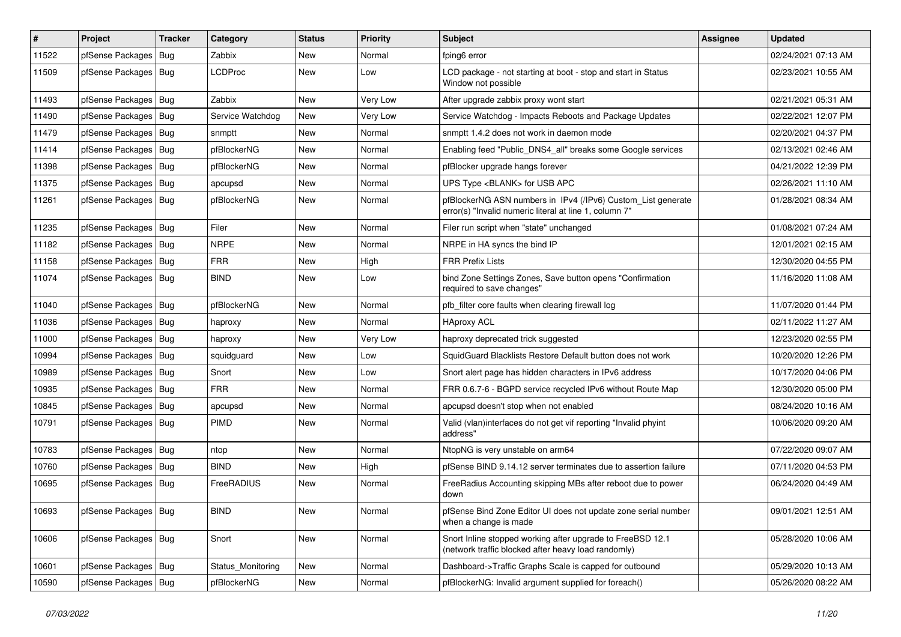| # | Project | Tracker | Category | Status | Priority | Subject | Assignee | Updated |
|---|---|---|---|---|---|---|---|---|
| 11522 | pfSense Packages | Bug | Zabbix | New | Normal | fping6 error | | 02/24/2021 07:13 AM |
| 11509 | pfSense Packages | Bug | LCDProc | New | Low | LCD package - not starting at boot - stop and start in Status Window not possible | | 02/23/2021 10:55 AM |
| 11493 | pfSense Packages | Bug | Zabbix | New | Very Low | After upgrade zabbix proxy wont start | | 02/21/2021 05:31 AM |
| 11490 | pfSense Packages | Bug | Service Watchdog | New | Very Low | Service Watchdog - Impacts Reboots and Package Updates | | 02/22/2021 12:07 PM |
| 11479 | pfSense Packages | Bug | snmptt | New | Normal | snmptt 1.4.2 does not work in daemon mode | | 02/20/2021 04:37 PM |
| 11414 | pfSense Packages | Bug | pfBlockerNG | New | Normal | Enabling feed "Public_DNS4_all" breaks some Google services | | 02/13/2021 02:46 AM |
| 11398 | pfSense Packages | Bug | pfBlockerNG | New | Normal | pfBlocker upgrade hangs forever | | 04/21/2022 12:39 PM |
| 11375 | pfSense Packages | Bug | apcupsd | New | Normal | UPS Type <BLANK> for USB APC | | 02/26/2021 11:10 AM |
| 11261 | pfSense Packages | Bug | pfBlockerNG | New | Normal | pfBlockerNG ASN numbers in IPv4 (/IPv6) Custom_List generate error(s) "Invalid numeric literal at line 1, column 7" | | 01/28/2021 08:34 AM |
| 11235 | pfSense Packages | Bug | Filer | New | Normal | Filer run script when "state" unchanged | | 01/08/2021 07:24 AM |
| 11182 | pfSense Packages | Bug | NRPE | New | Normal | NRPE in HA syncs the bind IP | | 12/01/2021 02:15 AM |
| 11158 | pfSense Packages | Bug | FRR | New | High | FRR Prefix Lists | | 12/30/2020 04:55 PM |
| 11074 | pfSense Packages | Bug | BIND | New | Low | bind Zone Settings Zones, Save button opens "Confirmation required to save changes" | | 11/16/2020 11:08 AM |
| 11040 | pfSense Packages | Bug | pfBlockerNG | New | Normal | pfb_filter core faults when clearing firewall log | | 11/07/2020 01:44 PM |
| 11036 | pfSense Packages | Bug | haproxy | New | Normal | HAproxy ACL | | 02/11/2022 11:27 AM |
| 11000 | pfSense Packages | Bug | haproxy | New | Very Low | haproxy deprecated trick suggested | | 12/23/2020 02:55 PM |
| 10994 | pfSense Packages | Bug | squidguard | New | Low | SquidGuard Blacklists Restore Default button does not work | | 10/20/2020 12:26 PM |
| 10989 | pfSense Packages | Bug | Snort | New | Low | Snort alert page has hidden characters in IPv6 address | | 10/17/2020 04:06 PM |
| 10935 | pfSense Packages | Bug | FRR | New | Normal | FRR 0.6.7-6 - BGPD service recycled IPv6 without Route Map | | 12/30/2020 05:00 PM |
| 10845 | pfSense Packages | Bug | apcupsd | New | Normal | apcupsd doesn't stop when not enabled | | 08/24/2020 10:16 AM |
| 10791 | pfSense Packages | Bug | PIMD | New | Normal | Valid (vlan)interfaces do not get vif reporting "Invalid phyint address" | | 10/06/2020 09:20 AM |
| 10783 | pfSense Packages | Bug | ntop | New | Normal | NtopNG is very unstable on arm64 | | 07/22/2020 09:07 AM |
| 10760 | pfSense Packages | Bug | BIND | New | High | pfSense BIND 9.14.12 server terminates due to assertion failure | | 07/11/2020 04:53 PM |
| 10695 | pfSense Packages | Bug | FreeRADIUS | New | Normal | FreeRadius Accounting skipping MBs after reboot due to power down | | 06/24/2020 04:49 AM |
| 10693 | pfSense Packages | Bug | BIND | New | Normal | pfSense Bind Zone Editor UI does not update zone serial number when a change is made | | 09/01/2021 12:51 AM |
| 10606 | pfSense Packages | Bug | Snort | New | Normal | Snort Inline stopped working after upgrade to FreeBSD 12.1 (network traffic blocked after heavy load randomly) | | 05/28/2020 10:06 AM |
| 10601 | pfSense Packages | Bug | Status_Monitoring | New | Normal | Dashboard->Traffic Graphs Scale is capped for outbound | | 05/29/2020 10:13 AM |
| 10590 | pfSense Packages | Bug | pfBlockerNG | New | Normal | pfBlockerNG: Invalid argument supplied for foreach() | | 05/26/2020 08:22 AM |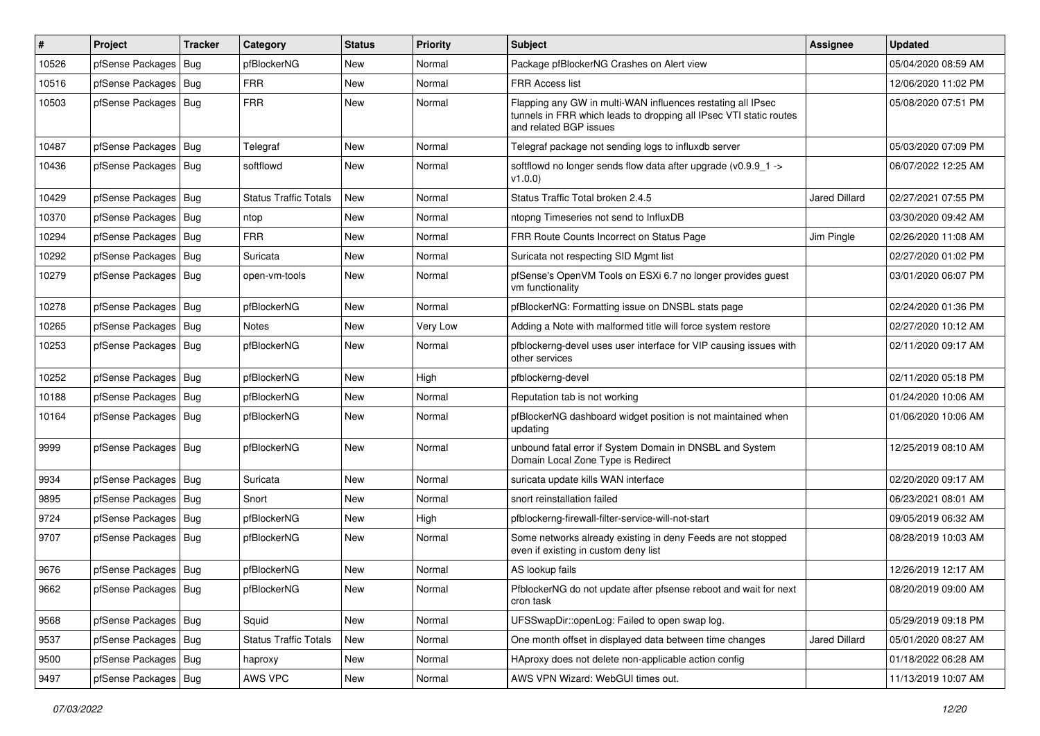| # | Project | Tracker | Category | Status | Priority | Subject | Assignee | Updated |
|---|---|---|---|---|---|---|---|---|
| 10526 | pfSense Packages | Bug | pfBlockerNG | New | Normal | Package pfBlockerNG Crashes on Alert view | | 05/04/2020 08:59 AM |
| 10516 | pfSense Packages | Bug | FRR | New | Normal | FRR Access list | | 12/06/2020 11:02 PM |
| 10503 | pfSense Packages | Bug | FRR | New | Normal | Flapping any GW in multi-WAN influences restating all IPsec tunnels in FRR which leads to dropping all IPsec VTI static routes and related BGP issues | | 05/08/2020 07:51 PM |
| 10487 | pfSense Packages | Bug | Telegraf | New | Normal | Telegraf package not sending logs to influxdb server | | 05/03/2020 07:09 PM |
| 10436 | pfSense Packages | Bug | softflowd | New | Normal | softflowd no longer sends flow data after upgrade (v0.9.9_1 -> v1.0.0) | | 06/07/2022 12:25 AM |
| 10429 | pfSense Packages | Bug | Status Traffic Totals | New | Normal | Status Traffic Total broken 2.4.5 | Jared Dillard | 02/27/2021 07:55 PM |
| 10370 | pfSense Packages | Bug | ntop | New | Normal | ntopng Timeseries not send to InfluxDB | | 03/30/2020 09:42 AM |
| 10294 | pfSense Packages | Bug | FRR | New | Normal | FRR Route Counts Incorrect on Status Page | Jim Pingle | 02/26/2020 11:08 AM |
| 10292 | pfSense Packages | Bug | Suricata | New | Normal | Suricata not respecting SID Mgmt list | | 02/27/2020 01:02 PM |
| 10279 | pfSense Packages | Bug | open-vm-tools | New | Normal | pfSense's OpenVM Tools on ESXi 6.7 no longer provides guest vm functionality | | 03/01/2020 06:07 PM |
| 10278 | pfSense Packages | Bug | pfBlockerNG | New | Normal | pfBlockerNG: Formatting issue on DNSBL stats page | | 02/24/2020 01:36 PM |
| 10265 | pfSense Packages | Bug | Notes | New | Very Low | Adding a Note with malformed title will force system restore | | 02/27/2020 10:12 AM |
| 10253 | pfSense Packages | Bug | pfBlockerNG | New | Normal | pfblockerng-devel uses user interface for VIP causing issues with other services | | 02/11/2020 09:17 AM |
| 10252 | pfSense Packages | Bug | pfBlockerNG | New | High | pfblockerng-devel | | 02/11/2020 05:18 PM |
| 10188 | pfSense Packages | Bug | pfBlockerNG | New | Normal | Reputation tab is not working | | 01/24/2020 10:06 AM |
| 10164 | pfSense Packages | Bug | pfBlockerNG | New | Normal | pfBlockerNG dashboard widget position is not maintained when updating | | 01/06/2020 10:06 AM |
| 9999 | pfSense Packages | Bug | pfBlockerNG | New | Normal | unbound fatal error if System Domain in DNSBL and System Domain Local Zone Type is Redirect | | 12/25/2019 08:10 AM |
| 9934 | pfSense Packages | Bug | Suricata | New | Normal | suricata update kills WAN interface | | 02/20/2020 09:17 AM |
| 9895 | pfSense Packages | Bug | Snort | New | Normal | snort reinstallation failed | | 06/23/2021 08:01 AM |
| 9724 | pfSense Packages | Bug | pfBlockerNG | New | High | pfblockerng-firewall-filter-service-will-not-start | | 09/05/2019 06:32 AM |
| 9707 | pfSense Packages | Bug | pfBlockerNG | New | Normal | Some networks already existing in deny Feeds are not stopped even if existing in custom deny list | | 08/28/2019 10:03 AM |
| 9676 | pfSense Packages | Bug | pfBlockerNG | New | Normal | AS lookup fails | | 12/26/2019 12:17 AM |
| 9662 | pfSense Packages | Bug | pfBlockerNG | New | Normal | PfblockerNG do not update after pfsense reboot and wait for next cron task | | 08/20/2019 09:00 AM |
| 9568 | pfSense Packages | Bug | Squid | New | Normal | UFSSwapDir::openLog: Failed to open swap log. | | 05/29/2019 09:18 PM |
| 9537 | pfSense Packages | Bug | Status Traffic Totals | New | Normal | One month offset in displayed data between time changes | Jared Dillard | 05/01/2020 08:27 AM |
| 9500 | pfSense Packages | Bug | haproxy | New | Normal | HAproxy does not delete non-applicable action config | | 01/18/2022 06:28 AM |
| 9497 | pfSense Packages | Bug | AWS VPC | New | Normal | AWS VPN Wizard: WebGUI times out. | | 11/13/2019 10:07 AM |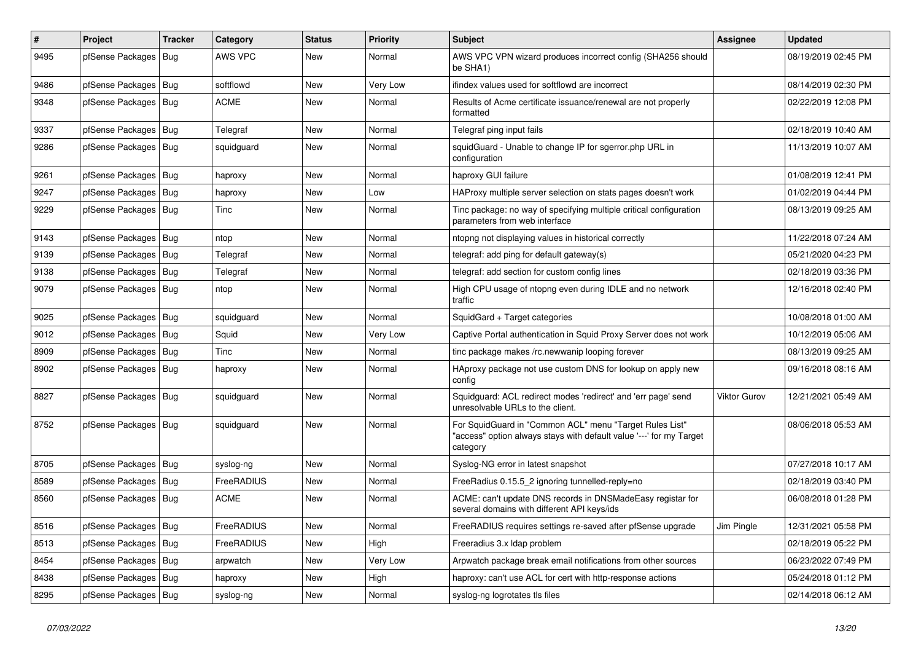| # | Project | Tracker | Category | Status | Priority | Subject | Assignee | Updated |
|---|---|---|---|---|---|---|---|---|
| 9495 | pfSense Packages | Bug | AWS VPC | New | Normal | AWS VPC VPN wizard produces incorrect config (SHA256 should be SHA1) | | 08/19/2019 02:45 PM |
| 9486 | pfSense Packages | Bug | softflowd | New | Very Low | ifindex values used for softflowd are incorrect | | 08/14/2019 02:30 PM |
| 9348 | pfSense Packages | Bug | ACME | New | Normal | Results of Acme certificate issuance/renewal are not properly formatted | | 02/22/2019 12:08 PM |
| 9337 | pfSense Packages | Bug | Telegraf | New | Normal | Telegraf ping input fails | | 02/18/2019 10:40 AM |
| 9286 | pfSense Packages | Bug | squidguard | New | Normal | squidGuard - Unable to change IP for sgerror.php URL in configuration | | 11/13/2019 10:07 AM |
| 9261 | pfSense Packages | Bug | haproxy | New | Normal | haproxy GUI failure | | 01/08/2019 12:41 PM |
| 9247 | pfSense Packages | Bug | haproxy | New | Low | HAProxy multiple server selection on stats pages doesn't work | | 01/02/2019 04:44 PM |
| 9229 | pfSense Packages | Bug | Tinc | New | Normal | Tinc package: no way of specifying multiple critical configuration parameters from web interface | | 08/13/2019 09:25 AM |
| 9143 | pfSense Packages | Bug | ntop | New | Normal | ntopng not displaying values in historical correctly | | 11/22/2018 07:24 AM |
| 9139 | pfSense Packages | Bug | Telegraf | New | Normal | telegraf: add ping for default gateway(s) | | 05/21/2020 04:23 PM |
| 9138 | pfSense Packages | Bug | Telegraf | New | Normal | telegraf: add section for custom config lines | | 02/18/2019 03:36 PM |
| 9079 | pfSense Packages | Bug | ntop | New | Normal | High CPU usage of ntopng even during IDLE and no network traffic | | 12/16/2018 02:40 PM |
| 9025 | pfSense Packages | Bug | squidguard | New | Normal | SquidGard + Target categories | | 10/08/2018 01:00 AM |
| 9012 | pfSense Packages | Bug | Squid | New | Very Low | Captive Portal authentication in Squid Proxy Server does not work | | 10/12/2019 05:06 AM |
| 8909 | pfSense Packages | Bug | Tinc | New | Normal | tinc package makes /rc.newwanip looping forever | | 08/13/2019 09:25 AM |
| 8902 | pfSense Packages | Bug | haproxy | New | Normal | HAproxy package not use custom DNS for lookup on apply new config | | 09/16/2018 08:16 AM |
| 8827 | pfSense Packages | Bug | squidguard | New | Normal | Squidguard: ACL redirect modes 'redirect' and 'err page' send unresolvable URLs to the client. | Viktor Gurov | 12/21/2021 05:49 AM |
| 8752 | pfSense Packages | Bug | squidguard | New | Normal | For SquidGuard in "Common ACL" menu "Target Rules List" "access" option always stays with default value '---' for my Target category | | 08/06/2018 05:53 AM |
| 8705 | pfSense Packages | Bug | syslog-ng | New | Normal | Syslog-NG error in latest snapshot | | 07/27/2018 10:17 AM |
| 8589 | pfSense Packages | Bug | FreeRADIUS | New | Normal | FreeRadius 0.15.5_2 ignoring tunnelled-reply=no | | 02/18/2019 03:40 PM |
| 8560 | pfSense Packages | Bug | ACME | New | Normal | ACME: can't update DNS records in DNSMadeEasy registar for several domains with different API keys/ids | | 06/08/2018 01:28 PM |
| 8516 | pfSense Packages | Bug | FreeRADIUS | New | Normal | FreeRADIUS requires settings re-saved after pfSense upgrade | Jim Pingle | 12/31/2021 05:58 PM |
| 8513 | pfSense Packages | Bug | FreeRADIUS | New | High | Freeradius 3.x ldap problem | | 02/18/2019 05:22 PM |
| 8454 | pfSense Packages | Bug | arpwatch | New | Very Low | Arpwatch package break email notifications from other sources | | 06/23/2022 07:49 PM |
| 8438 | pfSense Packages | Bug | haproxy | New | High | haproxy: can't use ACL for cert with http-response actions | | 05/24/2018 01:12 PM |
| 8295 | pfSense Packages | Bug | syslog-ng | New | Normal | syslog-ng logrotates tls files | | 02/14/2018 06:12 AM |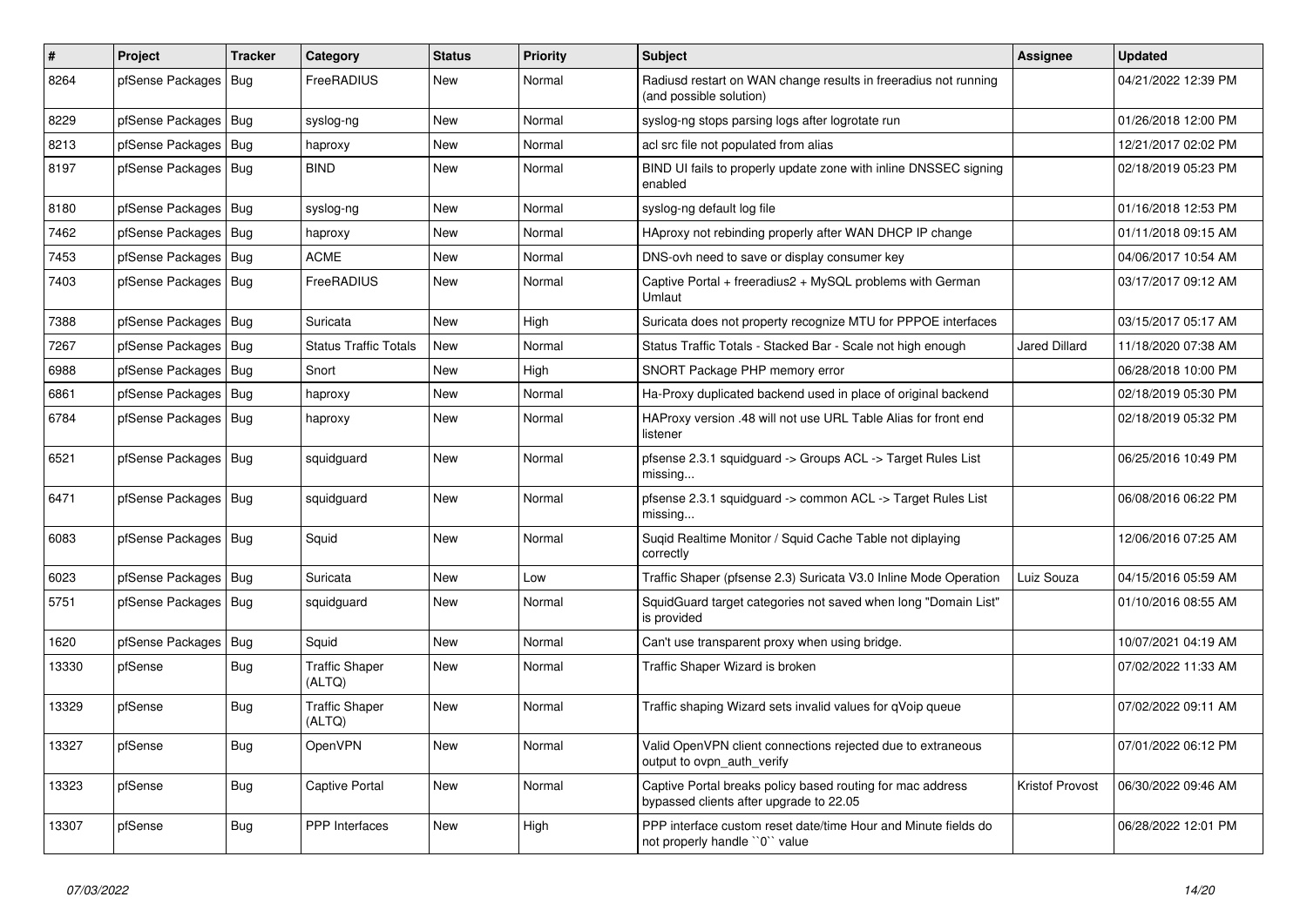| # | Project | Tracker | Category | Status | Priority | Subject | Assignee | Updated |
|---|---|---|---|---|---|---|---|---|
| 8264 | pfSense Packages | Bug | FreeRADIUS | New | Normal | Radiusd restart on WAN change results in freeradius not running (and possible solution) | | 04/21/2022 12:39 PM |
| 8229 | pfSense Packages | Bug | syslog-ng | New | Normal | syslog-ng stops parsing logs after logrotate run | | 01/26/2018 12:00 PM |
| 8213 | pfSense Packages | Bug | haproxy | New | Normal | acl src file not populated from alias | | 12/21/2017 02:02 PM |
| 8197 | pfSense Packages | Bug | BIND | New | Normal | BIND UI fails to properly update zone with inline DNSSEC signing enabled | | 02/18/2019 05:23 PM |
| 8180 | pfSense Packages | Bug | syslog-ng | New | Normal | syslog-ng default log file | | 01/16/2018 12:53 PM |
| 7462 | pfSense Packages | Bug | haproxy | New | Normal | HAproxy not rebinding properly after WAN DHCP IP change | | 01/11/2018 09:15 AM |
| 7453 | pfSense Packages | Bug | ACME | New | Normal | DNS-ovh need to save or display consumer key | | 04/06/2017 10:54 AM |
| 7403 | pfSense Packages | Bug | FreeRADIUS | New | Normal | Captive Portal + freeradius2 + MySQL problems with German Umlaut | | 03/17/2017 09:12 AM |
| 7388 | pfSense Packages | Bug | Suricata | New | High | Suricata does not property recognize MTU for PPPOE interfaces | | 03/15/2017 05:17 AM |
| 7267 | pfSense Packages | Bug | Status Traffic Totals | New | Normal | Status Traffic Totals - Stacked Bar - Scale not high enough | Jared Dillard | 11/18/2020 07:38 AM |
| 6988 | pfSense Packages | Bug | Snort | New | High | SNORT Package PHP memory error | | 06/28/2018 10:00 PM |
| 6861 | pfSense Packages | Bug | haproxy | New | Normal | Ha-Proxy duplicated backend used in place of original backend | | 02/18/2019 05:30 PM |
| 6784 | pfSense Packages | Bug | haproxy | New | Normal | HAProxy version .48 will not use URL Table Alias for front end listener | | 02/18/2019 05:32 PM |
| 6521 | pfSense Packages | Bug | squidguard | New | Normal | pfsense 2.3.1 squidguard -> Groups ACL -> Target Rules List missing... | | 06/25/2016 10:49 PM |
| 6471 | pfSense Packages | Bug | squidguard | New | Normal | pfsense 2.3.1 squidguard -> common ACL -> Target Rules List missing... | | 06/08/2016 06:22 PM |
| 6083 | pfSense Packages | Bug | Squid | New | Normal | Suqid Realtime Monitor / Squid Cache Table not diplaying correctly | | 12/06/2016 07:25 AM |
| 6023 | pfSense Packages | Bug | Suricata | New | Low | Traffic Shaper (pfsense 2.3) Suricata V3.0 Inline Mode Operation | Luiz Souza | 04/15/2016 05:59 AM |
| 5751 | pfSense Packages | Bug | squidguard | New | Normal | SquidGuard target categories not saved when long "Domain List" is provided | | 01/10/2016 08:55 AM |
| 1620 | pfSense Packages | Bug | Squid | New | Normal | Can't use transparent proxy when using bridge. | | 10/07/2021 04:19 AM |
| 13330 | pfSense | Bug | Traffic Shaper (ALTQ) | New | Normal | Traffic Shaper Wizard is broken | | 07/02/2022 11:33 AM |
| 13329 | pfSense | Bug | Traffic Shaper (ALTQ) | New | Normal | Traffic shaping Wizard sets invalid values for qVoip queue | | 07/02/2022 09:11 AM |
| 13327 | pfSense | Bug | OpenVPN | New | Normal | Valid OpenVPN client connections rejected due to extraneous output to ovpn_auth_verify | | 07/01/2022 06:12 PM |
| 13323 | pfSense | Bug | Captive Portal | New | Normal | Captive Portal breaks policy based routing for mac address bypassed clients after upgrade to 22.05 | Kristof Provost | 06/30/2022 09:46 AM |
| 13307 | pfSense | Bug | PPP Interfaces | New | High | PPP interface custom reset date/time Hour and Minute fields do not properly handle ``0`` value | | 06/28/2022 12:01 PM |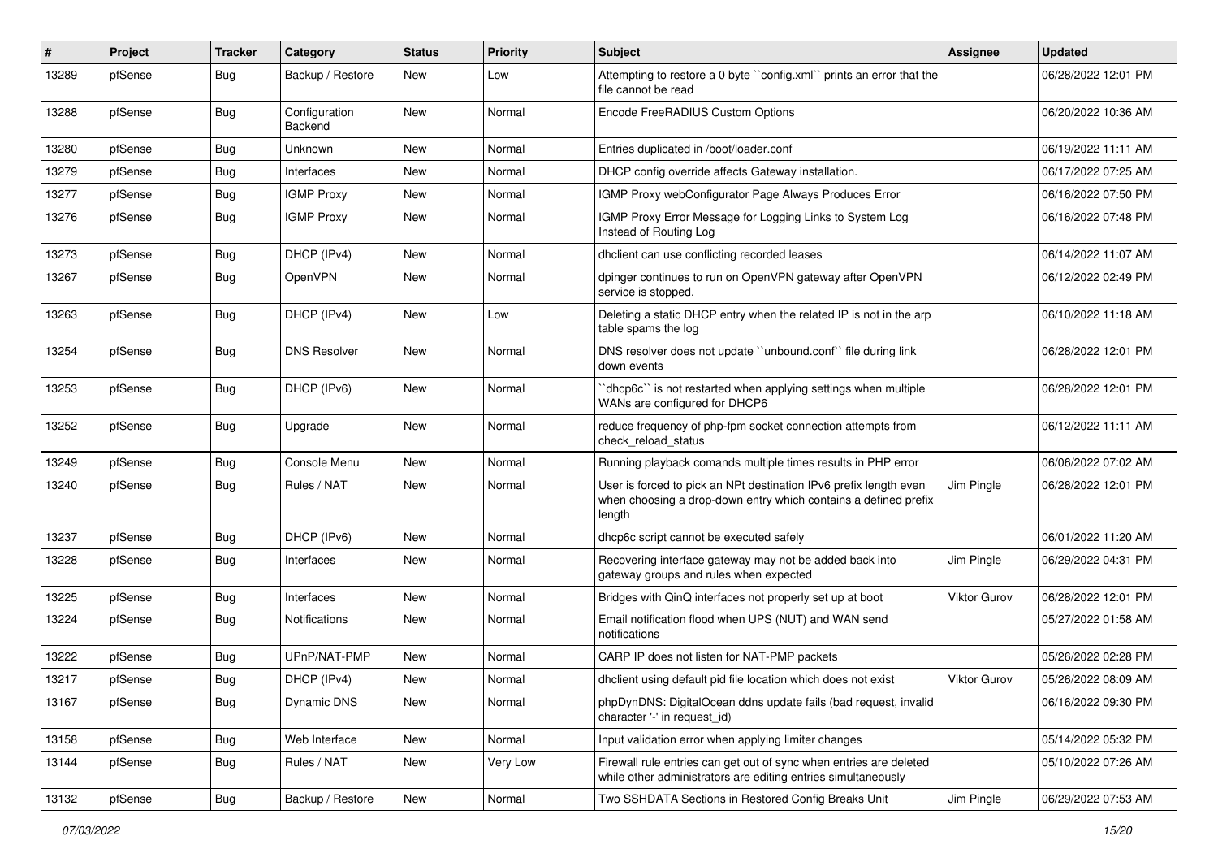| # | Project | Tracker | Category | Status | Priority | Subject | Assignee | Updated |
|---|---|---|---|---|---|---|---|---|
| 13289 | pfSense | Bug | Backup / Restore | New | Low | Attempting to restore a 0 byte ``config.xml`` prints an error that the file cannot be read | | 06/28/2022 12:01 PM |
| 13288 | pfSense | Bug | Configuration Backend | New | Normal | Encode FreeRADIUS Custom Options | | 06/20/2022 10:36 AM |
| 13280 | pfSense | Bug | Unknown | New | Normal | Entries duplicated in /boot/loader.conf | | 06/19/2022 11:11 AM |
| 13279 | pfSense | Bug | Interfaces | New | Normal | DHCP config override affects Gateway installation. | | 06/17/2022 07:25 AM |
| 13277 | pfSense | Bug | IGMP Proxy | New | Normal | IGMP Proxy webConfigurator Page Always Produces Error | | 06/16/2022 07:50 PM |
| 13276 | pfSense | Bug | IGMP Proxy | New | Normal | IGMP Proxy Error Message for Logging Links to System Log Instead of Routing Log | | 06/16/2022 07:48 PM |
| 13273 | pfSense | Bug | DHCP (IPv4) | New | Normal | dhclient can use conflicting recorded leases | | 06/14/2022 11:07 AM |
| 13267 | pfSense | Bug | OpenVPN | New | Normal | dpinger continues to run on OpenVPN gateway after OpenVPN service is stopped. | | 06/12/2022 02:49 PM |
| 13263 | pfSense | Bug | DHCP (IPv4) | New | Low | Deleting a static DHCP entry when the related IP is not in the arp table spams the log | | 06/10/2022 11:18 AM |
| 13254 | pfSense | Bug | DNS Resolver | New | Normal | DNS resolver does not update ``unbound.conf`` file during link down events | | 06/28/2022 12:01 PM |
| 13253 | pfSense | Bug | DHCP (IPv6) | New | Normal | ``dhcp6c`` is not restarted when applying settings when multiple WANs are configured for DHCP6 | | 06/28/2022 12:01 PM |
| 13252 | pfSense | Bug | Upgrade | New | Normal | reduce frequency of php-fpm socket connection attempts from check_reload_status | | 06/12/2022 11:11 AM |
| 13249 | pfSense | Bug | Console Menu | New | Normal | Running playback comands multiple times results in PHP error | | 06/06/2022 07:02 AM |
| 13240 | pfSense | Bug | Rules / NAT | New | Normal | User is forced to pick an NPt destination IPv6 prefix length even when choosing a drop-down entry which contains a defined prefix length | Jim Pingle | 06/28/2022 12:01 PM |
| 13237 | pfSense | Bug | DHCP (IPv6) | New | Normal | dhcp6c script cannot be executed safely | | 06/01/2022 11:20 AM |
| 13228 | pfSense | Bug | Interfaces | New | Normal | Recovering interface gateway may not be added back into gateway groups and rules when expected | Jim Pingle | 06/29/2022 04:31 PM |
| 13225 | pfSense | Bug | Interfaces | New | Normal | Bridges with QinQ interfaces not properly set up at boot | Viktor Gurov | 06/28/2022 12:01 PM |
| 13224 | pfSense | Bug | Notifications | New | Normal | Email notification flood when UPS (NUT) and WAN send notifications | | 05/27/2022 01:58 AM |
| 13222 | pfSense | Bug | UPnP/NAT-PMP | New | Normal | CARP IP does not listen for NAT-PMP packets | | 05/26/2022 02:28 PM |
| 13217 | pfSense | Bug | DHCP (IPv4) | New | Normal | dhclient using default pid file location which does not exist | Viktor Gurov | 05/26/2022 08:09 AM |
| 13167 | pfSense | Bug | Dynamic DNS | New | Normal | phpDynDNS: DigitalOcean ddns update fails (bad request, invalid character '-' in request_id) | | 06/16/2022 09:30 PM |
| 13158 | pfSense | Bug | Web Interface | New | Normal | Input validation error when applying limiter changes | | 05/14/2022 05:32 PM |
| 13144 | pfSense | Bug | Rules / NAT | New | Very Low | Firewall rule entries can get out of sync when entries are deleted while other administrators are editing entries simultaneously | | 05/10/2022 07:26 AM |
| 13132 | pfSense | Bug | Backup / Restore | New | Normal | Two SSHDATA Sections in Restored Config Breaks Unit | Jim Pingle | 06/29/2022 07:53 AM |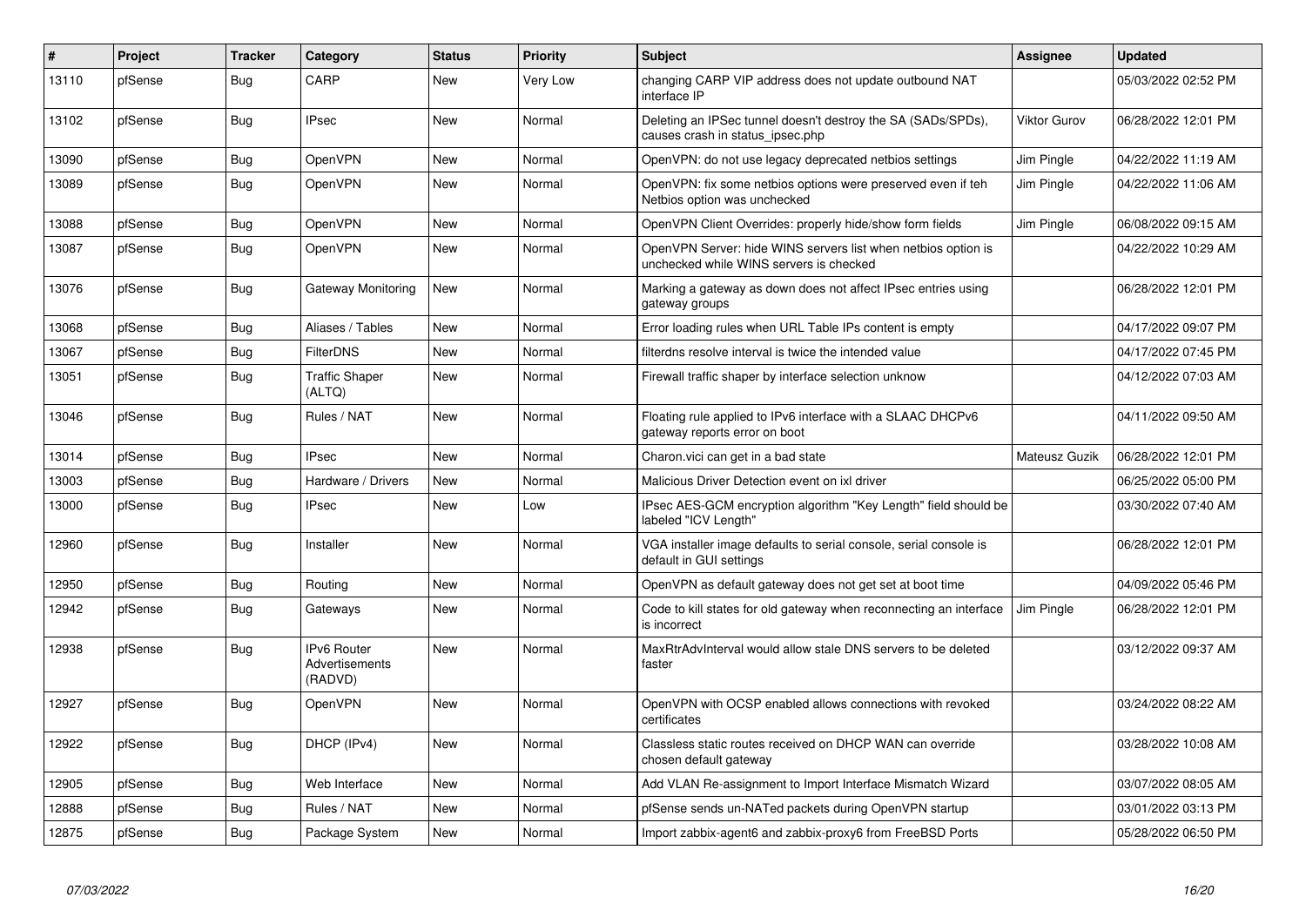| # | Project | Tracker | Category | Status | Priority | Subject | Assignee | Updated |
|---|---|---|---|---|---|---|---|---|
| 13110 | pfSense | Bug | CARP | New | Very Low | changing CARP VIP address does not update outbound NAT interface IP | | 05/03/2022 02:52 PM |
| 13102 | pfSense | Bug | IPsec | New | Normal | Deleting an IPSec tunnel doesn't destroy the SA (SADs/SPDs), causes crash in status_ipsec.php | Viktor Gurov | 06/28/2022 12:01 PM |
| 13090 | pfSense | Bug | OpenVPN | New | Normal | OpenVPN: do not use legacy deprecated netbios settings | Jim Pingle | 04/22/2022 11:19 AM |
| 13089 | pfSense | Bug | OpenVPN | New | Normal | OpenVPN: fix some netbios options were preserved even if teh Netbios option was unchecked | Jim Pingle | 04/22/2022 11:06 AM |
| 13088 | pfSense | Bug | OpenVPN | New | Normal | OpenVPN Client Overrides: properly hide/show form fields | Jim Pingle | 06/08/2022 09:15 AM |
| 13087 | pfSense | Bug | OpenVPN | New | Normal | OpenVPN Server: hide WINS servers list when netbios option is unchecked while WINS servers is checked | | 04/22/2022 10:29 AM |
| 13076 | pfSense | Bug | Gateway Monitoring | New | Normal | Marking a gateway as down does not affect IPsec entries using gateway groups | | 06/28/2022 12:01 PM |
| 13068 | pfSense | Bug | Aliases / Tables | New | Normal | Error loading rules when URL Table IPs content is empty | | 04/17/2022 09:07 PM |
| 13067 | pfSense | Bug | FilterDNS | New | Normal | filterdns resolve interval is twice the intended value | | 04/17/2022 07:45 PM |
| 13051 | pfSense | Bug | Traffic Shaper (ALTQ) | New | Normal | Firewall traffic shaper by interface selection unknow | | 04/12/2022 07:03 AM |
| 13046 | pfSense | Bug | Rules / NAT | New | Normal | Floating rule applied to IPv6 interface with a SLAAC DHCPv6 gateway reports error on boot | | 04/11/2022 09:50 AM |
| 13014 | pfSense | Bug | IPsec | New | Normal | Charon.vici can get in a bad state | Mateusz Guzik | 06/28/2022 12:01 PM |
| 13003 | pfSense | Bug | Hardware / Drivers | New | Normal | Malicious Driver Detection event on ixl driver | | 06/25/2022 05:00 PM |
| 13000 | pfSense | Bug | IPsec | New | Low | IPsec AES-GCM encryption algorithm "Key Length" field should be labeled "ICV Length" | | 03/30/2022 07:40 AM |
| 12960 | pfSense | Bug | Installer | New | Normal | VGA installer image defaults to serial console, serial console is default in GUI settings | | 06/28/2022 12:01 PM |
| 12950 | pfSense | Bug | Routing | New | Normal | OpenVPN as default gateway does not get set at boot time | | 04/09/2022 05:46 PM |
| 12942 | pfSense | Bug | Gateways | New | Normal | Code to kill states for old gateway when reconnecting an interface is incorrect | Jim Pingle | 06/28/2022 12:01 PM |
| 12938 | pfSense | Bug | IPv6 Router Advertisements (RADVD) | New | Normal | MaxRtrAdvInterval would allow stale DNS servers to be deleted faster | | 03/12/2022 09:37 AM |
| 12927 | pfSense | Bug | OpenVPN | New | Normal | OpenVPN with OCSP enabled allows connections with revoked certificates | | 03/24/2022 08:22 AM |
| 12922 | pfSense | Bug | DHCP (IPv4) | New | Normal | Classless static routes received on DHCP WAN can override chosen default gateway | | 03/28/2022 10:08 AM |
| 12905 | pfSense | Bug | Web Interface | New | Normal | Add VLAN Re-assignment to Import Interface Mismatch Wizard | | 03/07/2022 08:05 AM |
| 12888 | pfSense | Bug | Rules / NAT | New | Normal | pfSense sends un-NATed packets during OpenVPN startup | | 03/01/2022 03:13 PM |
| 12875 | pfSense | Bug | Package System | New | Normal | Import zabbix-agent6 and zabbix-proxy6 from FreeBSD Ports | | 05/28/2022 06:50 PM |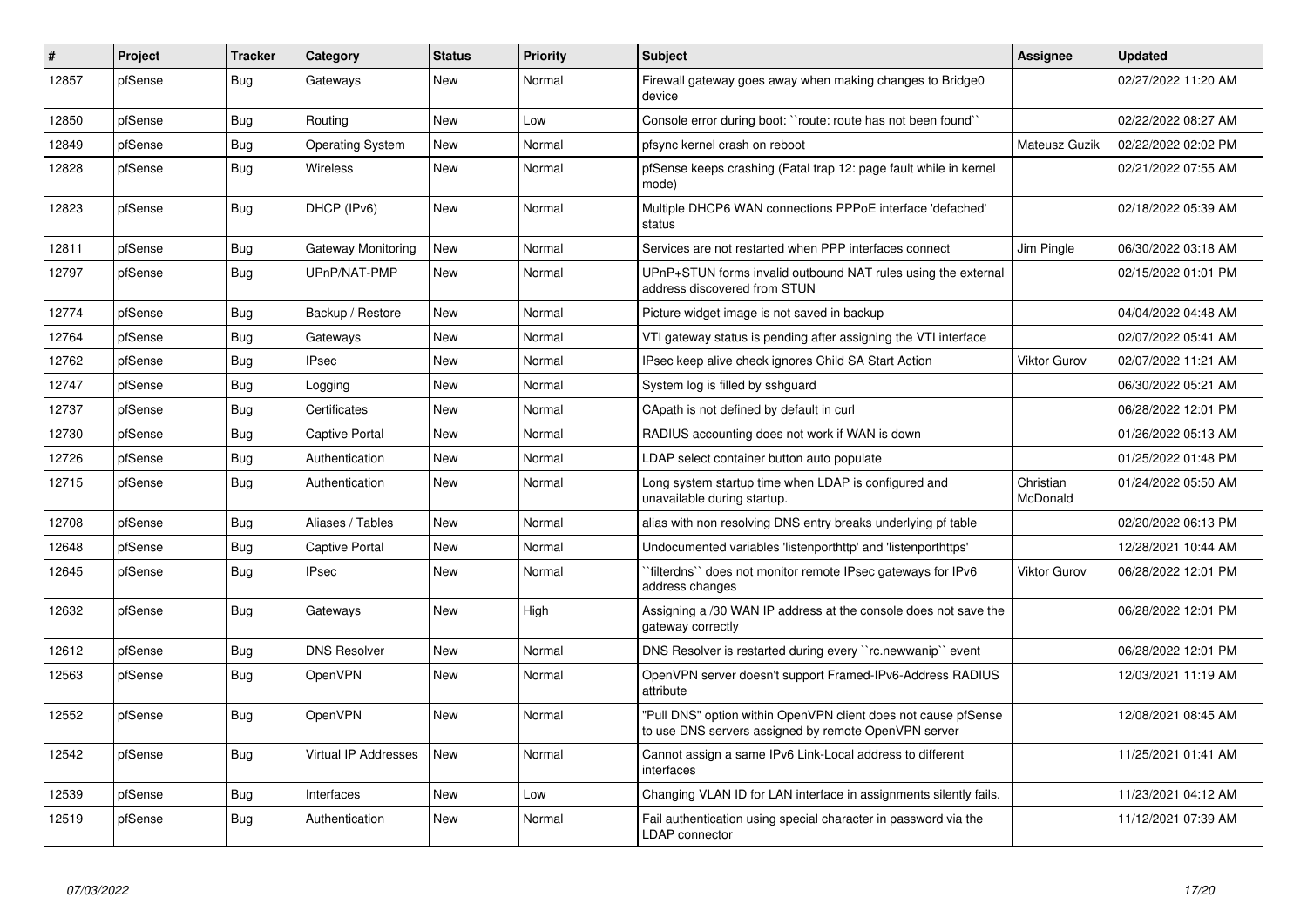| # | Project | Tracker | Category | Status | Priority | Subject | Assignee | Updated |
|---|---|---|---|---|---|---|---|---|
| 12857 | pfSense | Bug | Gateways | New | Normal | Firewall gateway goes away when making changes to Bridge0 device | | 02/27/2022 11:20 AM |
| 12850 | pfSense | Bug | Routing | New | Low | Console error during boot: ``route: route has not been found`` | | 02/22/2022 08:27 AM |
| 12849 | pfSense | Bug | Operating System | New | Normal | pfsync kernel crash on reboot | Mateusz Guzik | 02/22/2022 02:02 PM |
| 12828 | pfSense | Bug | Wireless | New | Normal | pfSense keeps crashing (Fatal trap 12: page fault while in kernel mode) | | 02/21/2022 07:55 AM |
| 12823 | pfSense | Bug | DHCP (IPv6) | New | Normal | Multiple DHCP6 WAN connections PPPoE interface 'defached' status | | 02/18/2022 05:39 AM |
| 12811 | pfSense | Bug | Gateway Monitoring | New | Normal | Services are not restarted when PPP interfaces connect | Jim Pingle | 06/30/2022 03:18 AM |
| 12797 | pfSense | Bug | UPnP/NAT-PMP | New | Normal | UPnP+STUN forms invalid outbound NAT rules using the external address discovered from STUN | | 02/15/2022 01:01 PM |
| 12774 | pfSense | Bug | Backup / Restore | New | Normal | Picture widget image is not saved in backup | | 04/04/2022 04:48 AM |
| 12764 | pfSense | Bug | Gateways | New | Normal | VTI gateway status is pending after assigning the VTI interface | | 02/07/2022 05:41 AM |
| 12762 | pfSense | Bug | IPsec | New | Normal | IPsec keep alive check ignores Child SA Start Action | Viktor Gurov | 02/07/2022 11:21 AM |
| 12747 | pfSense | Bug | Logging | New | Normal | System log is filled by sshguard | | 06/30/2022 05:21 AM |
| 12737 | pfSense | Bug | Certificates | New | Normal | CApath is not defined by default in curl | | 06/28/2022 12:01 PM |
| 12730 | pfSense | Bug | Captive Portal | New | Normal | RADIUS accounting does not work if WAN is down | | 01/26/2022 05:13 AM |
| 12726 | pfSense | Bug | Authentication | New | Normal | LDAP select container button auto populate | | 01/25/2022 01:48 PM |
| 12715 | pfSense | Bug | Authentication | New | Normal | Long system startup time when LDAP is configured and unavailable during startup. | Christian McDonald | 01/24/2022 05:50 AM |
| 12708 | pfSense | Bug | Aliases / Tables | New | Normal | alias with non resolving DNS entry breaks underlying pf table | | 02/20/2022 06:13 PM |
| 12648 | pfSense | Bug | Captive Portal | New | Normal | Undocumented variables 'listenporthttp' and 'listenporthttps' | | 12/28/2021 10:44 AM |
| 12645 | pfSense | Bug | IPsec | New | Normal | ``filterdns`` does not monitor remote IPsec gateways for IPv6 address changes | Viktor Gurov | 06/28/2022 12:01 PM |
| 12632 | pfSense | Bug | Gateways | New | High | Assigning a /30 WAN IP address at the console does not save the gateway correctly | | 06/28/2022 12:01 PM |
| 12612 | pfSense | Bug | DNS Resolver | New | Normal | DNS Resolver is restarted during every ``rc.newwanip`` event | | 06/28/2022 12:01 PM |
| 12563 | pfSense | Bug | OpenVPN | New | Normal | OpenVPN server doesn't support Framed-IPv6-Address RADIUS attribute | | 12/03/2021 11:19 AM |
| 12552 | pfSense | Bug | OpenVPN | New | Normal | "Pull DNS" option within OpenVPN client does not cause pfSense to use DNS servers assigned by remote OpenVPN server | | 12/08/2021 08:45 AM |
| 12542 | pfSense | Bug | Virtual IP Addresses | New | Normal | Cannot assign a same IPv6 Link-Local address to different interfaces | | 11/25/2021 01:41 AM |
| 12539 | pfSense | Bug | Interfaces | New | Low | Changing VLAN ID for LAN interface in assignments silently fails. | | 11/23/2021 04:12 AM |
| 12519 | pfSense | Bug | Authentication | New | Normal | Fail authentication using special character in password via the LDAP connector | | 11/12/2021 07:39 AM |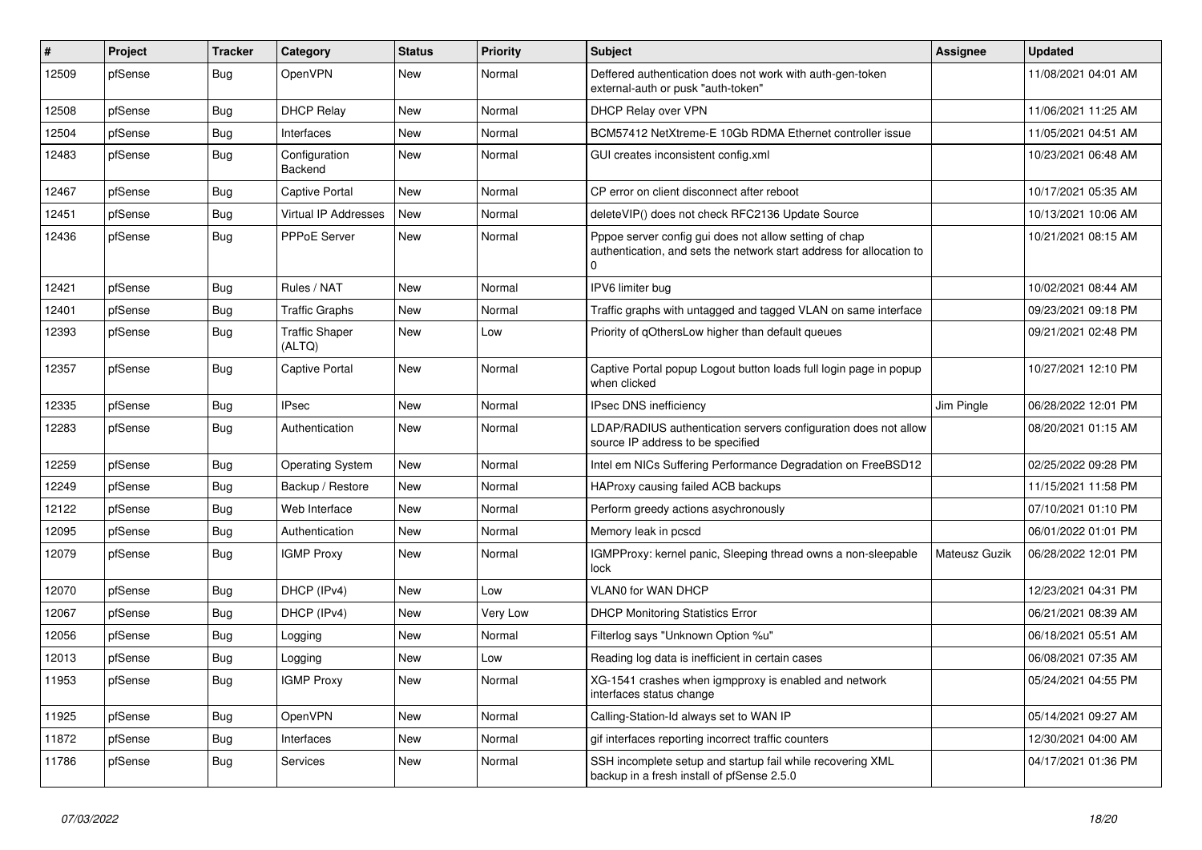| # | Project | Tracker | Category | Status | Priority | Subject | Assignee | Updated |
|---|---|---|---|---|---|---|---|---|
| 12509 | pfSense | Bug | OpenVPN | New | Normal | Deffered authentication does not work with auth-gen-token external-auth or pusk "auth-token" | | 11/08/2021 04:01 AM |
| 12508 | pfSense | Bug | DHCP Relay | New | Normal | DHCP Relay over VPN | | 11/06/2021 11:25 AM |
| 12504 | pfSense | Bug | Interfaces | New | Normal | BCM57412 NetXtreme-E 10Gb RDMA Ethernet controller issue | | 11/05/2021 04:51 AM |
| 12483 | pfSense | Bug | Configuration Backend | New | Normal | GUI creates inconsistent config.xml | | 10/23/2021 06:48 AM |
| 12467 | pfSense | Bug | Captive Portal | New | Normal | CP error on client disconnect after reboot | | 10/17/2021 05:35 AM |
| 12451 | pfSense | Bug | Virtual IP Addresses | New | Normal | deleteVIP() does not check RFC2136 Update Source | | 10/13/2021 10:06 AM |
| 12436 | pfSense | Bug | PPPoE Server | New | Normal | Pppoe server config gui does not allow setting of chap authentication, and sets the network start address for allocation to 0 | | 10/21/2021 08:15 AM |
| 12421 | pfSense | Bug | Rules / NAT | New | Normal | IPV6 limiter bug | | 10/02/2021 08:44 AM |
| 12401 | pfSense | Bug | Traffic Graphs | New | Normal | Traffic graphs with untagged and tagged VLAN on same interface | | 09/23/2021 09:18 PM |
| 12393 | pfSense | Bug | Traffic Shaper (ALTQ) | New | Low | Priority of qOthersLow higher than default queues | | 09/21/2021 02:48 PM |
| 12357 | pfSense | Bug | Captive Portal | New | Normal | Captive Portal popup Logout button loads full login page in popup when clicked | | 10/27/2021 12:10 PM |
| 12335 | pfSense | Bug | IPsec | New | Normal | IPsec DNS inefficiency | Jim Pingle | 06/28/2022 12:01 PM |
| 12283 | pfSense | Bug | Authentication | New | Normal | LDAP/RADIUS authentication servers configuration does not allow source IP address to be specified | | 08/20/2021 01:15 AM |
| 12259 | pfSense | Bug | Operating System | New | Normal | Intel em NICs Suffering Performance Degradation on FreeBSD12 | | 02/25/2022 09:28 PM |
| 12249 | pfSense | Bug | Backup / Restore | New | Normal | HAProxy causing failed ACB backups | | 11/15/2021 11:58 PM |
| 12122 | pfSense | Bug | Web Interface | New | Normal | Perform greedy actions asychronously | | 07/10/2021 01:10 PM |
| 12095 | pfSense | Bug | Authentication | New | Normal | Memory leak in pcscd | | 06/01/2022 01:01 PM |
| 12079 | pfSense | Bug | IGMP Proxy | New | Normal | IGMPProxy: kernel panic, Sleeping thread owns a non-sleepable lock | Mateusz Guzik | 06/28/2022 12:01 PM |
| 12070 | pfSense | Bug | DHCP (IPv4) | New | Low | VLAN0 for WAN DHCP | | 12/23/2021 04:31 PM |
| 12067 | pfSense | Bug | DHCP (IPv4) | New | Very Low | DHCP Monitoring Statistics Error | | 06/21/2021 08:39 AM |
| 12056 | pfSense | Bug | Logging | New | Normal | Filterlog says "Unknown Option %u" | | 06/18/2021 05:51 AM |
| 12013 | pfSense | Bug | Logging | New | Low | Reading log data is inefficient in certain cases | | 06/08/2021 07:35 AM |
| 11953 | pfSense | Bug | IGMP Proxy | New | Normal | XG-1541 crashes when igmpproxy is enabled and network interfaces status change | | 05/24/2021 04:55 PM |
| 11925 | pfSense | Bug | OpenVPN | New | Normal | Calling-Station-Id always set to WAN IP | | 05/14/2021 09:27 AM |
| 11872 | pfSense | Bug | Interfaces | New | Normal | gif interfaces reporting incorrect traffic counters | | 12/30/2021 04:00 AM |
| 11786 | pfSense | Bug | Services | New | Normal | SSH incomplete setup and startup fail while recovering XML backup in a fresh install of pfSense 2.5.0 | | 04/17/2021 01:36 PM |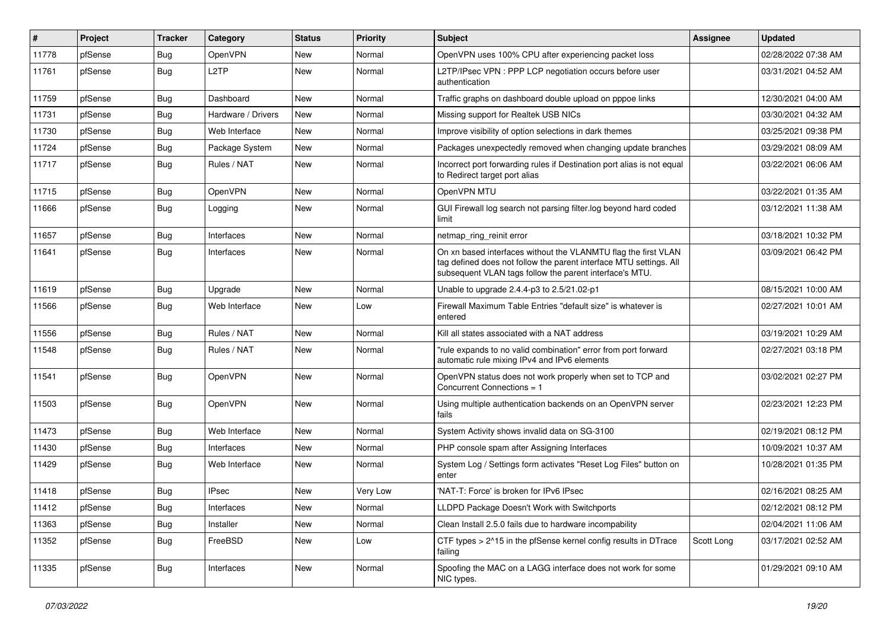| # | Project | Tracker | Category | Status | Priority | Subject | Assignee | Updated |
|---|---|---|---|---|---|---|---|---|
| 11778 | pfSense | Bug | OpenVPN | New | Normal | OpenVPN uses 100% CPU after experiencing packet loss | | 02/28/2022 07:38 AM |
| 11761 | pfSense | Bug | L2TP | New | Normal | L2TP/IPsec VPN : PPP LCP negotiation occurs before user authentication | | 03/31/2021 04:52 AM |
| 11759 | pfSense | Bug | Dashboard | New | Normal | Traffic graphs on dashboard double upload on pppoe links | | 12/30/2021 04:00 AM |
| 11731 | pfSense | Bug | Hardware / Drivers | New | Normal | Missing support for Realtek USB NICs | | 03/30/2021 04:32 AM |
| 11730 | pfSense | Bug | Web Interface | New | Normal | Improve visibility of option selections in dark themes | | 03/25/2021 09:38 PM |
| 11724 | pfSense | Bug | Package System | New | Normal | Packages unexpectedly removed when changing update branches | | 03/29/2021 08:09 AM |
| 11717 | pfSense | Bug | Rules / NAT | New | Normal | Incorrect port forwarding rules if Destination port alias is not equal to Redirect target port alias | | 03/22/2021 06:06 AM |
| 11715 | pfSense | Bug | OpenVPN | New | Normal | OpenVPN MTU | | 03/22/2021 01:35 AM |
| 11666 | pfSense | Bug | Logging | New | Normal | GUI Firewall log search not parsing filter.log beyond hard coded limit | | 03/12/2021 11:38 AM |
| 11657 | pfSense | Bug | Interfaces | New | Normal | netmap_ring_reinit error | | 03/18/2021 10:32 PM |
| 11641 | pfSense | Bug | Interfaces | New | Normal | On xn based interfaces without the VLANMTU flag the first VLAN tag defined does not follow the parent interface MTU settings. All subsequent VLAN tags follow the parent interface's MTU. | | 03/09/2021 06:42 PM |
| 11619 | pfSense | Bug | Upgrade | New | Normal | Unable to upgrade 2.4.4-p3 to 2.5/21.02-p1 | | 08/15/2021 10:00 AM |
| 11566 | pfSense | Bug | Web Interface | New | Low | Firewall Maximum Table Entries "default size" is whatever is entered | | 02/27/2021 10:01 AM |
| 11556 | pfSense | Bug | Rules / NAT | New | Normal | Kill all states associated with a NAT address | | 03/19/2021 10:29 AM |
| 11548 | pfSense | Bug | Rules / NAT | New | Normal | "rule expands to no valid combination" error from port forward automatic rule mixing IPv4 and IPv6 elements | | 02/27/2021 03:18 PM |
| 11541 | pfSense | Bug | OpenVPN | New | Normal | OpenVPN status does not work properly when set to TCP and Concurrent Connections = 1 | | 03/02/2021 02:27 PM |
| 11503 | pfSense | Bug | OpenVPN | New | Normal | Using multiple authentication backends on an OpenVPN server fails | | 02/23/2021 12:23 PM |
| 11473 | pfSense | Bug | Web Interface | New | Normal | System Activity shows invalid data on SG-3100 | | 02/19/2021 08:12 PM |
| 11430 | pfSense | Bug | Interfaces | New | Normal | PHP console spam after Assigning Interfaces | | 10/09/2021 10:37 AM |
| 11429 | pfSense | Bug | Web Interface | New | Normal | System Log / Settings form activates "Reset Log Files" button on enter | | 10/28/2021 01:35 PM |
| 11418 | pfSense | Bug | IPsec | New | Very Low | 'NAT-T: Force' is broken for IPv6 IPsec | | 02/16/2021 08:25 AM |
| 11412 | pfSense | Bug | Interfaces | New | Normal | LLDPD Package Doesn't Work with Switchports | | 02/12/2021 08:12 PM |
| 11363 | pfSense | Bug | Installer | New | Normal | Clean Install 2.5.0 fails due to hardware incompability | | 02/04/2021 11:06 AM |
| 11352 | pfSense | Bug | FreeBSD | New | Low | CTF types > 2^15 in the pfSense kernel config results in DTrace failing | Scott Long | 03/17/2021 02:52 AM |
| 11335 | pfSense | Bug | Interfaces | New | Normal | Spoofing the MAC on a LAGG interface does not work for some NIC types. | | 01/29/2021 09:10 AM |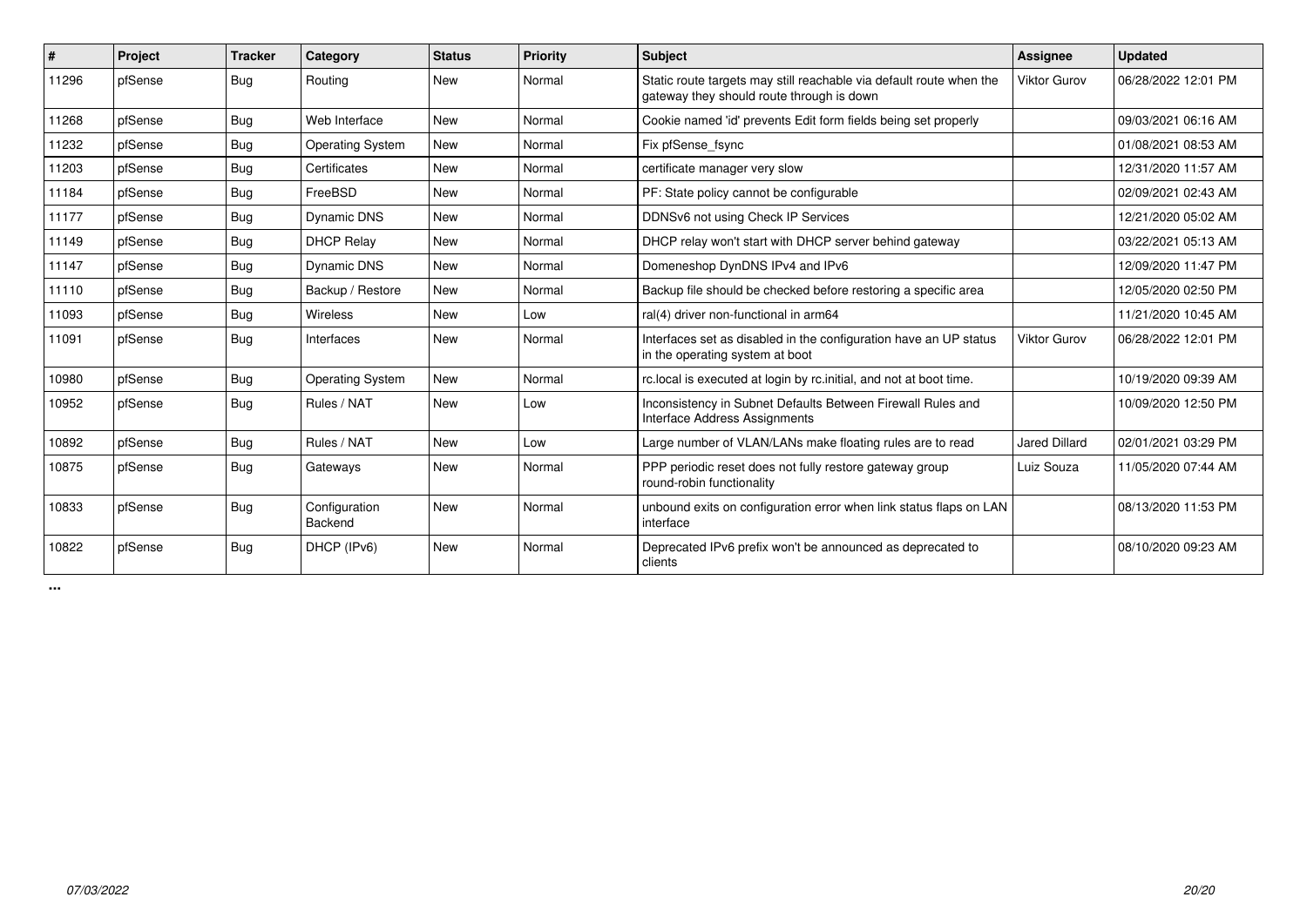| # | Project | Tracker | Category | Status | Priority | Subject | Assignee | Updated |
|---|---|---|---|---|---|---|---|---|
| 11296 | pfSense | Bug | Routing | New | Normal | Static route targets may still reachable via default route when the gateway they should route through is down | Viktor Gurov | 06/28/2022 12:01 PM |
| 11268 | pfSense | Bug | Web Interface | New | Normal | Cookie named 'id' prevents Edit form fields being set properly | | 09/03/2021 06:16 AM |
| 11232 | pfSense | Bug | Operating System | New | Normal | Fix pfSense_fsync | | 01/08/2021 08:53 AM |
| 11203 | pfSense | Bug | Certificates | New | Normal | certificate manager very slow | | 12/31/2020 11:57 AM |
| 11184 | pfSense | Bug | FreeBSD | New | Normal | PF: State policy cannot be configurable | | 02/09/2021 02:43 AM |
| 11177 | pfSense | Bug | Dynamic DNS | New | Normal | DDNSv6 not using Check IP Services | | 12/21/2020 05:02 AM |
| 11149 | pfSense | Bug | DHCP Relay | New | Normal | DHCP relay won't start with DHCP server behind gateway | | 03/22/2021 05:13 AM |
| 11147 | pfSense | Bug | Dynamic DNS | New | Normal | Domeneshop DynDNS IPv4 and IPv6 | | 12/09/2020 11:47 PM |
| 11110 | pfSense | Bug | Backup / Restore | New | Normal | Backup file should be checked before restoring a specific area | | 12/05/2020 02:50 PM |
| 11093 | pfSense | Bug | Wireless | New | Low | ral(4) driver non-functional in arm64 | | 11/21/2020 10:45 AM |
| 11091 | pfSense | Bug | Interfaces | New | Normal | Interfaces set as disabled in the configuration have an UP status in the operating system at boot | Viktor Gurov | 06/28/2022 12:01 PM |
| 10980 | pfSense | Bug | Operating System | New | Normal | rc.local is executed at login by rc.initial, and not at boot time. | | 10/19/2020 09:39 AM |
| 10952 | pfSense | Bug | Rules / NAT | New | Low | Inconsistency in Subnet Defaults Between Firewall Rules and Interface Address Assignments | | 10/09/2020 12:50 PM |
| 10892 | pfSense | Bug | Rules / NAT | New | Low | Large number of VLAN/LANs make floating rules are to read | Jared Dillard | 02/01/2021 03:29 PM |
| 10875 | pfSense | Bug | Gateways | New | Normal | PPP periodic reset does not fully restore gateway group round-robin functionality | Luiz Souza | 11/05/2020 07:44 AM |
| 10833 | pfSense | Bug | Configuration Backend | New | Normal | unbound exits on configuration error when link status flaps on LAN interface | | 08/13/2020 11:53 PM |
| 10822 | pfSense | Bug | DHCP (IPv6) | New | Normal | Deprecated IPv6 prefix won't be announced as deprecated to clients | | 08/10/2020 09:23 AM |

...